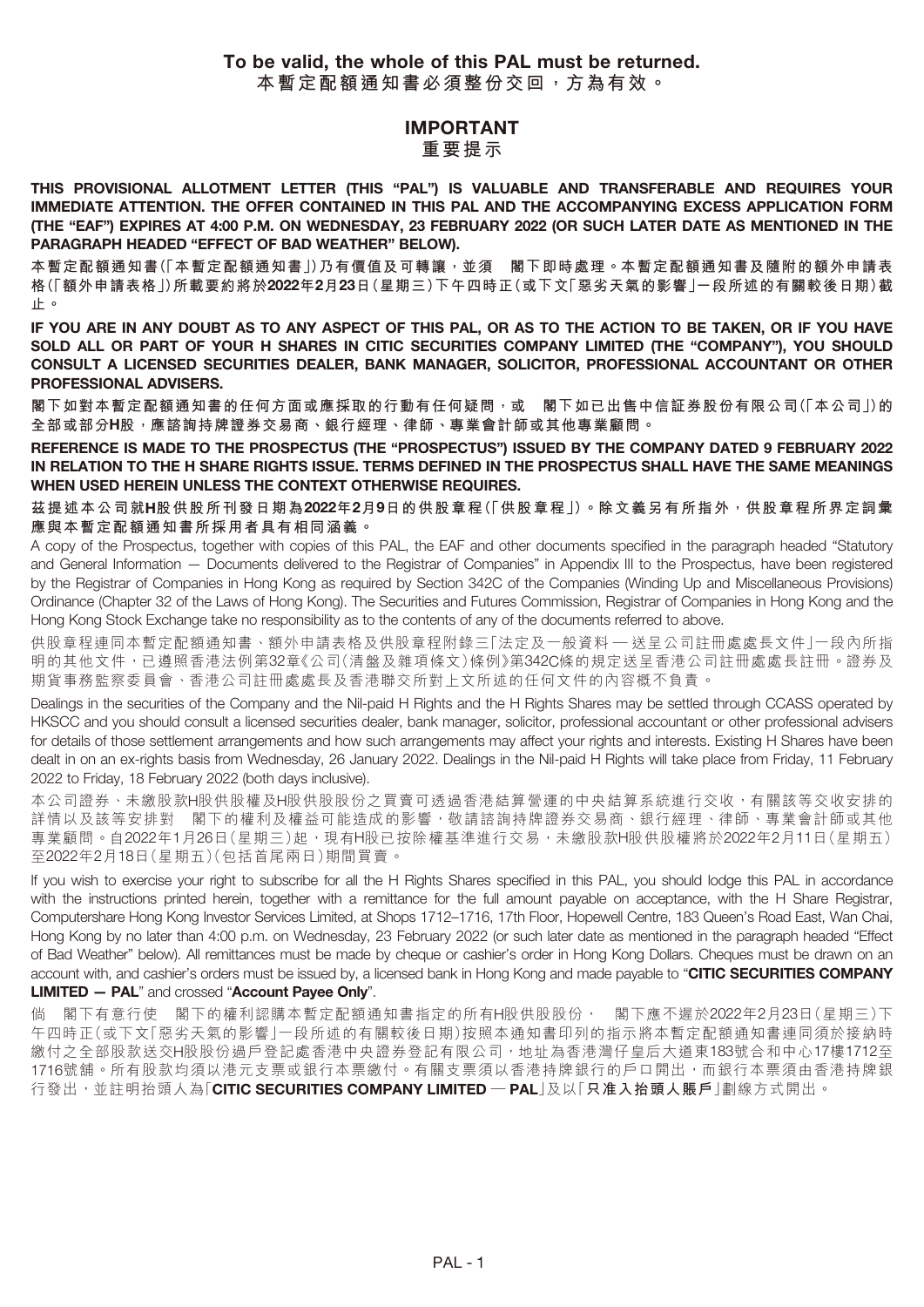**To be valid, the whole of this PAL must be returned.**
**本暫定配額通知書必須整份交回，方為有效。**

# IMPORTANT
# 重要提示

**THIS PROVISIONAL ALLOTMENT LETTER (THIS "PAL") IS VALUABLE AND TRANSFERABLE AND REQUIRES YOUR IMMEDIATE ATTENTION. THE OFFER CONTAINED IN THIS PAL AND THE ACCOMPANYING EXCESS APPLICATION FORM (THE "EAF") EXPIRES AT 4:00 P.M. ON WEDNESDAY, 23 FEBRUARY 2022 (OR SUCH LATER DATE AS MENTIONED IN THE PARAGRAPH HEADED "EFFECT OF BAD WEATHER" BELOW).**

**本暫定配額通知書(「本暫定配額通知書」)乃有價值及可轉讓，並須　閣下即時處理。本暫定配額通知書及隨附的額外申請表格(「額外申請表格」)所載要約將於2022年2月23日(星期三)下午四時正(或下文「惡劣天氣的影響」一段所述的有關較後日期)截止。**

**IF YOU ARE IN ANY DOUBT AS TO ANY ASPECT OF THIS PAL, OR AS TO THE ACTION TO BE TAKEN, OR IF YOU HAVE SOLD ALL OR PART OF YOUR H SHARES IN CITIC SECURITIES COMPANY LIMITED (THE "COMPANY"), YOU SHOULD CONSULT A LICENSED SECURITIES DEALER, BANK MANAGER, SOLICITOR, PROFESSIONAL ACCOUNTANT OR OTHER PROFESSIONAL ADVISERS.**

**閣下如對本暫定配額通知書的任何方面或應採取的行動有任何疑問，或　閣下如已出售中信証券股份有限公司(「本公司」)的全部或部分H股，應諮詢持牌證券交易商、銀行經理、律師、專業會計師或其他專業顧問。**

**REFERENCE IS MADE TO THE PROSPECTUS (THE "PROSPECTUS") ISSUED BY THE COMPANY DATED 9 FEBRUARY 2022 IN RELATION TO THE H SHARE RIGHTS ISSUE. TERMS DEFINED IN THE PROSPECTUS SHALL HAVE THE SAME MEANINGS WHEN USED HEREIN UNLESS THE CONTEXT OTHERWISE REQUIRES.**

**茲提述本公司就H股供股所刊發日期為2022年2月9日的供股章程(「供股章程」)。除文義另有所指外，供股章程所界定詞彙應與本暫定配額通知書所採用者具有相同涵義。**

A copy of the Prospectus, together with copies of this PAL, the EAF and other documents specified in the paragraph headed "Statutory and General Information — Documents delivered to the Registrar of Companies" in Appendix III to the Prospectus, have been registered by the Registrar of Companies in Hong Kong as required by Section 342C of the Companies (Winding Up and Miscellaneous Provisions) Ordinance (Chapter 32 of the Laws of Hong Kong). The Securities and Futures Commission, Registrar of Companies in Hong Kong and the Hong Kong Stock Exchange take no responsibility as to the contents of any of the documents referred to above.

供股章程連同本暫定配額通知書、額外申請表格及供股章程附錄三「法定及一般資料 — 送呈公司註冊處處長文件」一段內所指明的其他文件，已遵照香港法例第32章《公司(清盤及雜項條文)條例》第342C條的規定送呈香港公司註冊處處長註冊。證券及期貨事務監察委員會、香港公司註冊處處長及香港聯交所對上文所述的任何文件的內容概不負責。

Dealings in the securities of the Company and the Nil-paid H Rights and the H Rights Shares may be settled through CCASS operated by HKSCC and you should consult a licensed securities dealer, bank manager, solicitor, professional accountant or other professional advisers for details of those settlement arrangements and how such arrangements may affect your rights and interests. Existing H Shares have been dealt in on an ex-rights basis from Wednesday, 26 January 2022. Dealings in the Nil-paid H Rights will take place from Friday, 11 February 2022 to Friday, 18 February 2022 (both days inclusive).

本公司證券、未繳股款H股供股權及H股供股股份之買賣可透過香港結算營運的中央結算系統進行交收，有關該等交收安排的詳情以及該等安排對　閣下的權利及權益可能造成的影響，敬請諮詢持牌證券交易商、銀行經理、律師、專業會計師或其他專業顧問。自2022年1月26日(星期三)起，現有H股已按除權基準進行交易，未繳股款H股供股權將於2022年2月11日(星期五)至2022年2月18日(星期五)(包括首尾兩日)期間買賣。

If you wish to exercise your right to subscribe for all the H Rights Shares specified in this PAL, you should lodge this PAL in accordance with the instructions printed herein, together with a remittance for the full amount payable on acceptance, with the H Share Registrar, Computershare Hong Kong Investor Services Limited, at Shops 1712–1716, 17th Floor, Hopewell Centre, 183 Queen's Road East, Wan Chai, Hong Kong by no later than 4:00 p.m. on Wednesday, 23 February 2022 (or such later date as mentioned in the paragraph headed "Effect of Bad Weather" below). All remittances must be made by cheque or cashier's order in Hong Kong Dollars. Cheques must be drawn on an account with, and cashier's orders must be issued by, a licensed bank in Hong Kong and made payable to "**CITIC SECURITIES COMPANY LIMITED — PAL**" and crossed "**Account Payee Only**".

倘　閣下有意行使　閣下的權利認購本暫定配額通知書指定的所有H股供股股份，　閣下應不遲於2022年2月23日(星期三)下午四時正(或下文「惡劣天氣的影響」一段所述的有關較後日期)按照本通知書印列的指示將本暫定配額通知書連同須於接納時繳付之全部股款送交H股股份過戶登記處香港中央證券登記有限公司，地址為香港灣仔皇后大道東183號合和中心17樓1712至1716號舖。所有股款均須以港元支票或銀行本票繳付。有關支票須以香港持牌銀行的戶口開出，而銀行本票須由香港持牌銀行發出，並註明抬頭人為「**CITIC SECURITIES COMPANY LIMITED — PAL**」及以「**只准入抬頭人賬戶**」劃線方式開出。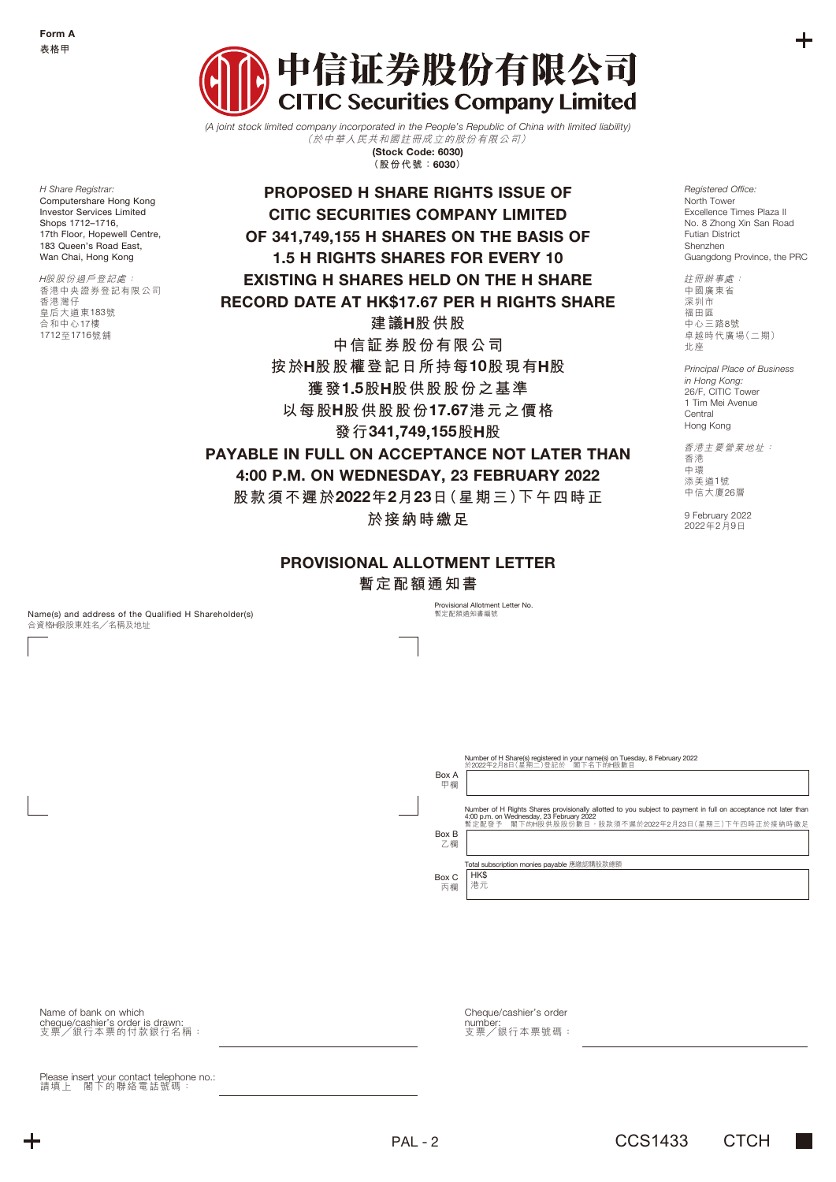Form A
表格甲

# 中信证券股份有限公司
# CITIC Securities Company Limited

*(A joint stock limited company incorporated in the People's Republic of China with limited liability)*
*（於中華人民共和國註冊成立的股份有限公司）*
**(Stock Code: 6030)**
**（股份代號：6030）**

*H Share Registrar:*
Computershare Hong Kong Investor Services Limited
Shops 1712–1716,
17th Floor, Hopewell Centre,
183 Queen's Road East,
Wan Chai, Hong Kong

*H股股份過戶登記處：*
香港中央證券登記有限公司
香港灣仔
皇后大道東183號
合和中心17樓
1712至1716號舖

*Registered Office:*
North Tower
Excellence Times Plaza II
No. 8 Zhong Xin San Road
Futian District
Shenzhen
Guangdong Province, the PRC

*註冊辦事處：*
中國廣東省
深圳市
福田區
中心三路8號
卓越時代廣場（二期）
北座

*Principal Place of Business in Hong Kong:*
26/F, CITIC Tower
1 Tim Mei Avenue
Central
Hong Kong

*香港主要營業地址：*
香港
中環
添美道1號
中信大廈26層

9 February 2022
2022年2月9日

## PROPOSED H SHARE RIGHTS ISSUE OF CITIC SECURITIES COMPANY LIMITED OF 341,749,155 H SHARES ON THE BASIS OF 1.5 H RIGHTS SHARES FOR EVERY 10 EXISTING H SHARES HELD ON THE H SHARE RECORD DATE AT HK$17.67 PER H RIGHTS SHARE

## 建議H股供股 中信証券股份有限公司 按於H股股權登記日所持每10股現有H股 獲發1.5股H股供股股份之基準 以每股H股供股股份17.67港元之價格 發行341,749,155股H股

## PAYABLE IN FULL ON ACCEPTANCE NOT LATER THAN 4:00 P.M. ON WEDNESDAY, 23 FEBRUARY 2022

## 股款須不遲於2022年2月23日（星期三）下午四時正於接納時繳足

## PROVISIONAL ALLOTMENT LETTER
## 暫定配額通知書

Name(s) and address of the Qualified H Shareholder(s)
合資格H股股東姓名／名稱及地址

Provisional Allotment Letter No.
暫定配額通知書編號

Box A 甲欄 — Number of H Share(s) registered in your name(s) on Tuesday, 8 February 2022
於2022年2月8日（星期二）登記於 閣下名下的H股數目

Box B 乙欄 — Number of H Rights Shares provisionally allotted to you subject to payment in full on acceptance not later than 4:00 p.m. on Wednesday, 23 February 2022
暫定配發予 閣下的H股供股股份數目，股款須不遲於2022年2月23日（星期三）下午四時正於接納時繳足

Box C 丙欄 — Total subscription monies payable 應繳認購股款總額
HK$
港元

Name of bank on which cheque/cashier's order is drawn:
支票／銀行本票的付款銀行名稱：

Cheque/cashier's order number:
支票／銀行本票號碼：

Please insert your contact telephone no.:
請填上 閣下的聯絡電話號碼：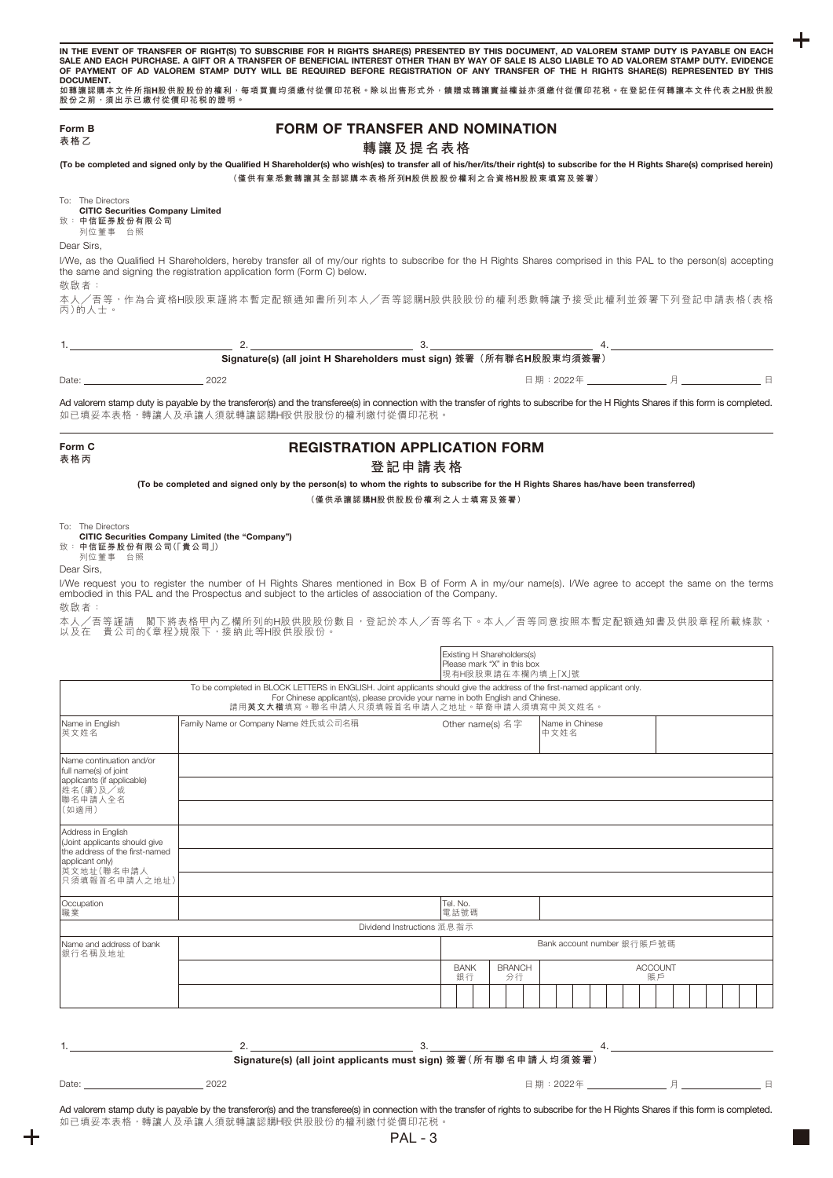**IN THE EVENT OF TRANSFER OF RIGHT(S) TO SUBSCRIBE FOR H RIGHTS SHARE(S) PRESENTED BY THIS DOCUMENT, AD VALOREM STAMP DUTY IS PAYABLE ON EACH SALE AND EACH PURCHASE. A GIFT OR A TRANSFER OF BENEFICIAL INTEREST OTHER THAN BY WAY OF SALE IS ALSO LIABLE TO AD VALOREM STAMP DUTY. EVIDENCE OF PAYMENT OF AD VALOREM STAMP DUTY WILL BE REQUIRED BEFORE REGISTRATION OF ANY TRANSFER OF THE H RIGHTS SHARE(S) REPRESENTED BY THIS DOCUMENT.**

**如轉讓認購本文件所指H股供股股份的權利，每項買賣均須繳付從價印花税。除以出售形式外，饋贈或轉讓實益權益亦須繳付從價印花税。在登記任何轉讓本文件代表之H股供股股份之前，須出示已繳付從價印花税的證明。**

**Form B**
**表格乙**

## FORM OF TRANSFER AND NOMINATION
## 轉讓及提名表格

**(To be completed and signed only by the Qualified H Shareholder(s) who wish(es) to transfer all of his/her/its/their right(s) to subscribe for the H Rights Share(s) comprised herein)**

**（僅供有意悉數轉讓其全部認購本表格所列H股供股股份權利之合資格H股股東填寫及簽署）**

To: The Directors
**CITIC Securities Company Limited**
致：**中信証券股份有限公司**
列位董事 台照

Dear Sirs,

I/We, as the Qualified H Shareholders, hereby transfer all of my/our rights to subscribe for the H Rights Shares comprised in this PAL to the person(s) accepting the same and signing the registration application form (Form C) below.

敬啟者：

本人／吾等，作為合資格H股股東謹將本暫定配額通知書所列本人／吾等認購H股供股股份的權利悉數轉讓予接受此權利並簽署下列登記申請表格（表格丙）的人士。

1. ______________ 2. ______________ 3. ______________ 4. ______________

**Signature(s) (all joint H Shareholders must sign) 簽署（所有聯名H股股東均須簽署）**

Date: ______________ 2022 日期：2022年 ______ 月 ______ 日

Ad valorem stamp duty is payable by the transferor(s) and the transferee(s) in connection with the transfer of rights to subscribe for the H Rights Shares if this form is completed.
如已填妥本表格，轉讓人及承讓人須就轉讓認購H股供股股份的權利繳付從價印花税。

**Form C**
**表格丙**

## REGISTRATION APPLICATION FORM
## 登記申請表格

**(To be completed and signed only by the person(s) to whom the rights to subscribe for the H Rights Shares has/have been transferred)**

**（僅供承讓認購H股供股股份權利之人士填寫及簽署）**

To: The Directors
**CITIC Securities Company Limited (the "Company")**
致：**中信証券股份有限公司（「貴公司」）**
列位董事 台照

Dear Sirs,

I/We request you to register the number of H Rights Shares mentioned in Box B of Form A in my/our name(s). I/We agree to accept the same on the terms embodied in this PAL and the Prospectus and subject to the articles of association of the Company.

敬啟者：

本人／吾等謹請 閣下將表格甲內乙欄所列的H股供股股份數目，登記於本人／吾等名下。本人／吾等同意按照本暫定配額通知書及供股章程所載條款，以及在 貴公司的《章程》規限下，接納此等H股供股股份。

| | | Existing H Shareholders(s) Please mark "X" in this box 現有H股股東請在本欄內填上「X」號 | | | |
|---|---|---|---|---|---|
| To be completed in BLOCK LETTERS in ENGLISH. Joint applicants should give the address of the first-named applicant only. For Chinese applicant(s), please provide your name in both English and Chinese. 請用**英文大楷**填寫。聯名申請人只須填報首名申請人之地址。華裔申請人須填寫中英文姓名。 | | | | | |
| Name in English 英文姓名 | Family Name or Company Name 姓氏或公司名稱 | Other name(s) 名字 | | Name in Chinese 中文姓名 | |
| Name continuation and/or full name(s) of joint applicants (if applicable) 姓名（續）及／或聯名申請人全名（如適用） | | | | | |
| Address in English (Joint applicants should give the address of the first-named applicant only) 英文地址（聯名申請人只須填報首名申請人之地址） | | | | | |
| Occupation 職業 | | Tel. No. 電話號碼 | | | |
| Dividend Instructions 派息指示 | | | | | |
| Name and address of bank 銀行名稱及地址 | | Bank account number 銀行賬戶號碼 | | | |
| | | BANK 銀行 | BRANCH 分行 | ACCOUNT 賬戶 | |
| | | | | | |

1. ______________ 2. ______________ 3. ______________ 4. ______________

**Signature(s) (all joint applicants must sign) 簽署（所有聯名申請人均須簽署）**

Date: ______________ 2022 日期：2022年 ______ 月 ______ 日

Ad valorem stamp duty is payable by the transferor(s) and the transferee(s) in connection with the transfer of rights to subscribe for the H Rights Shares if this form is completed.
如已填妥本表格，轉讓人及承讓人須就轉讓認購H股供股股份的權利繳付從價印花税。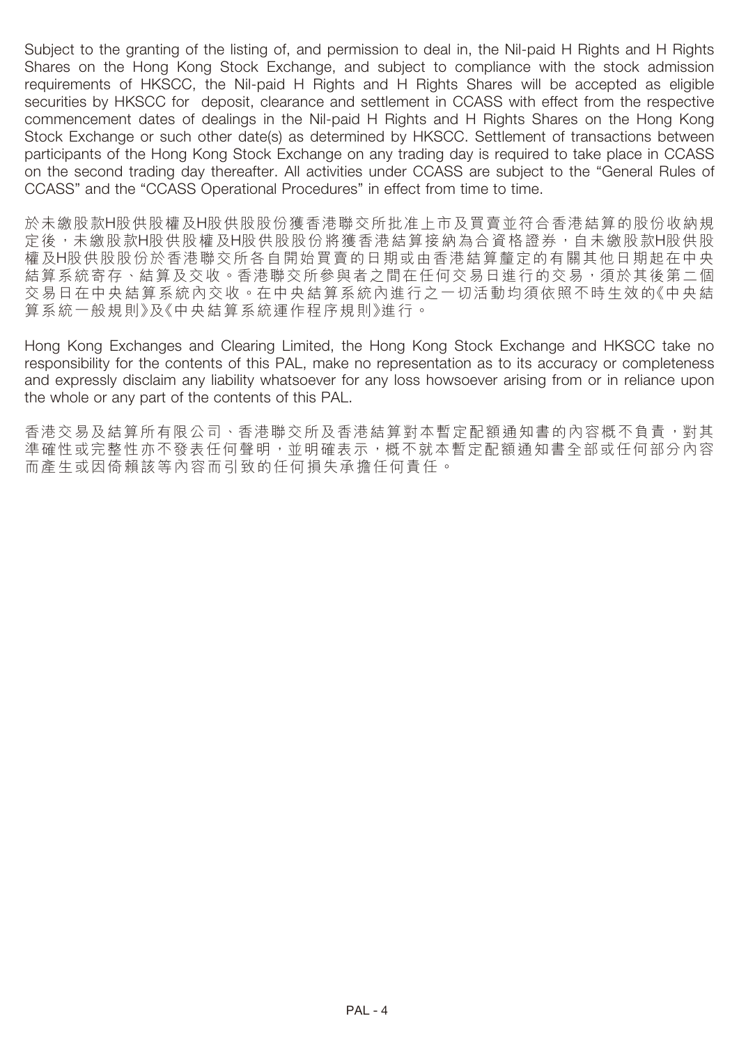Subject to the granting of the listing of, and permission to deal in, the Nil-paid H Rights and H Rights Shares on the Hong Kong Stock Exchange, and subject to compliance with the stock admission requirements of HKSCC, the Nil-paid H Rights and H Rights Shares will be accepted as eligible securities by HKSCC for deposit, clearance and settlement in CCASS with effect from the respective commencement dates of dealings in the Nil-paid H Rights and H Rights Shares on the Hong Kong Stock Exchange or such other date(s) as determined by HKSCC. Settlement of transactions between participants of the Hong Kong Stock Exchange on any trading day is required to take place in CCASS on the second trading day thereafter. All activities under CCASS are subject to the "General Rules of CCASS" and the "CCASS Operational Procedures" in effect from time to time.

於未繳股款H股供股權及H股供股股份獲香港聯交所批准上市及買賣並符合香港結算的股份收納規定後，未繳股款H股供股權及H股供股股份將獲香港結算接納為合資格證券，自未繳股款H股供股權及H股供股股份於香港聯交所各自開始買賣的日期或由香港結算釐定的有關其他日期起在中央結算系統寄存、結算及交收。香港聯交所參與者之間在任何交易日進行的交易，須於其後第二個交易日在中央結算系統內交收。在中央結算系統內進行之一切活動均須依照不時生效的《中央結算系統一般規則》及《中央結算系統運作程序規則》進行。

Hong Kong Exchanges and Clearing Limited, the Hong Kong Stock Exchange and HKSCC take no responsibility for the contents of this PAL, make no representation as to its accuracy or completeness and expressly disclaim any liability whatsoever for any loss howsoever arising from or in reliance upon the whole or any part of the contents of this PAL.

香港交易及結算所有限公司、香港聯交所及香港結算對本暫定配額通知書的內容概不負責，對其準確性或完整性亦不發表任何聲明，並明確表示，概不就本暫定配額通知書全部或任何部分內容而產生或因倚賴該等內容而引致的任何損失承擔任何責任。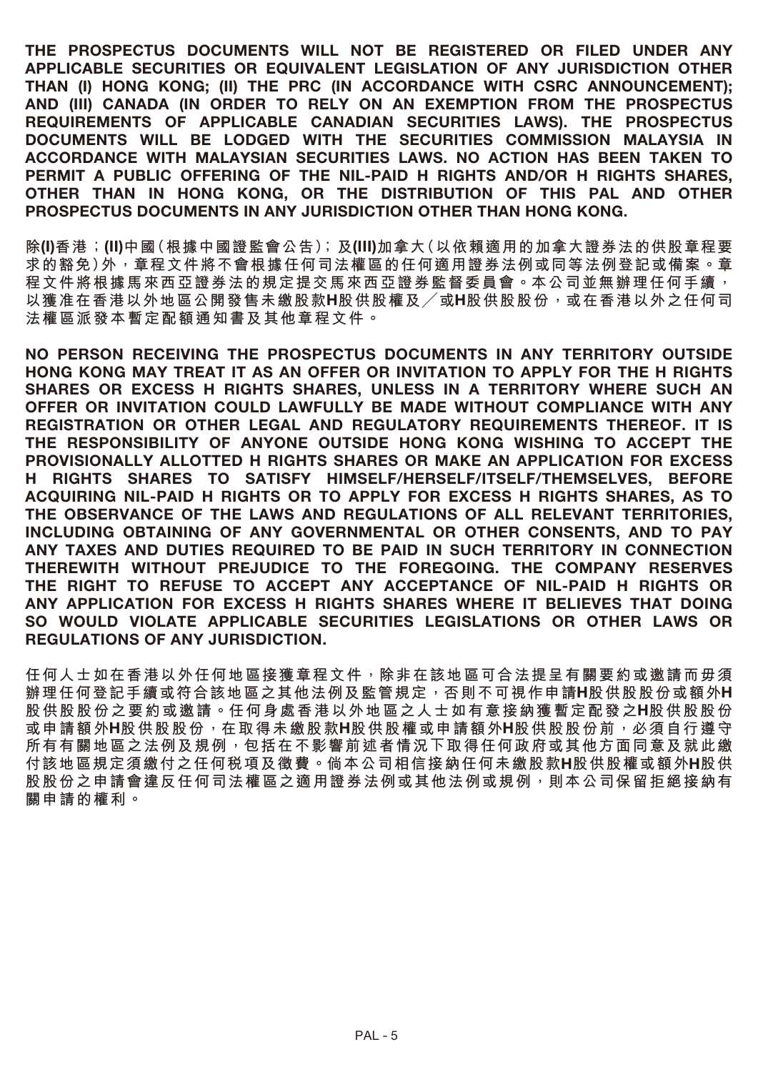**THE PROSPECTUS DOCUMENTS WILL NOT BE REGISTERED OR FILED UNDER ANY APPLICABLE SECURITIES OR EQUIVALENT LEGISLATION OF ANY JURISDICTION OTHER THAN (I) HONG KONG; (II) THE PRC (IN ACCORDANCE WITH CSRC ANNOUNCEMENT); AND (III) CANADA (IN ORDER TO RELY ON AN EXEMPTION FROM THE PROSPECTUS REQUIREMENTS OF APPLICABLE CANADIAN SECURITIES LAWS). THE PROSPECTUS DOCUMENTS WILL BE LODGED WITH THE SECURITIES COMMISSION MALAYSIA IN ACCORDANCE WITH MALAYSIAN SECURITIES LAWS. NO ACTION HAS BEEN TAKEN TO PERMIT A PUBLIC OFFERING OF THE NIL-PAID H RIGHTS AND/OR H RIGHTS SHARES, OTHER THAN IN HONG KONG, OR THE DISTRIBUTION OF THIS PAL AND OTHER PROSPECTUS DOCUMENTS IN ANY JURISDICTION OTHER THAN HONG KONG.**

除**(I)**香港；**(II)**中國（根據中國證監會公告）；及**(III)**加拿大（以依賴適用的加拿大證券法的供股章程要求的豁免）外，章程文件將不會根據任何司法權區的任何適用證券法例或同等法例登記或備案。章程文件將根據馬來西亞證券法的規定提交馬來西亞證券監督委員會。本公司並無辦理任何手續，以獲准在香港以外地區公開發售未繳股款**H**股供股權及╱或**H**股供股股份，或在香港以外之任何司法權區派發本暫定配額通知書及其他章程文件。

**NO PERSON RECEIVING THE PROSPECTUS DOCUMENTS IN ANY TERRITORY OUTSIDE HONG KONG MAY TREAT IT AS AN OFFER OR INVITATION TO APPLY FOR THE H RIGHTS SHARES OR EXCESS H RIGHTS SHARES, UNLESS IN A TERRITORY WHERE SUCH AN OFFER OR INVITATION COULD LAWFULLY BE MADE WITHOUT COMPLIANCE WITH ANY REGISTRATION OR OTHER LEGAL AND REGULATORY REQUIREMENTS THEREOF. IT IS THE RESPONSIBILITY OF ANYONE OUTSIDE HONG KONG WISHING TO ACCEPT THE PROVISIONALLY ALLOTTED H RIGHTS SHARES OR MAKE AN APPLICATION FOR EXCESS H RIGHTS SHARES TO SATISFY HIMSELF/HERSELF/ITSELF/THEMSELVES, BEFORE ACQUIRING NIL-PAID H RIGHTS OR TO APPLY FOR EXCESS H RIGHTS SHARES, AS TO THE OBSERVANCE OF THE LAWS AND REGULATIONS OF ALL RELEVANT TERRITORIES, INCLUDING OBTAINING OF ANY GOVERNMENTAL OR OTHER CONSENTS, AND TO PAY ANY TAXES AND DUTIES REQUIRED TO BE PAID IN SUCH TERRITORY IN CONNECTION THEREWITH WITHOUT PREJUDICE TO THE FOREGOING. THE COMPANY RESERVES THE RIGHT TO REFUSE TO ACCEPT ANY ACCEPTANCE OF NIL-PAID H RIGHTS OR ANY APPLICATION FOR EXCESS H RIGHTS SHARES WHERE IT BELIEVES THAT DOING SO WOULD VIOLATE APPLICABLE SECURITIES LEGISLATIONS OR OTHER LAWS OR REGULATIONS OF ANY JURISDICTION.**

任何人士如在香港以外任何地區接獲章程文件，除非在該地區可合法提呈有關要約或邀請而毋須辦理任何登記手續或符合該地區之其他法例及監管規定，否則不可視作申請**H**股供股股份或額外**H**股供股股份之要約或邀請。任何身處香港以外地區之人士如有意接納獲暫定配發之**H**股供股股份或申請額外**H**股供股股份，在取得未繳股款**H**股供股權或申請額外**H**股供股股份前，必須自行遵守所有有關地區之法例及規例，包括在不影響前述者情況下取得任何政府或其他方面同意及就此繳付該地區規定須繳付之任何稅項及徵費。倘本公司相信接納任何未繳股款**H**股供股權或額外**H**股供股股份之申請會違反任何司法權區之適用證券法例或其他法例或規例，則本公司保留拒絕接納有關申請的權利。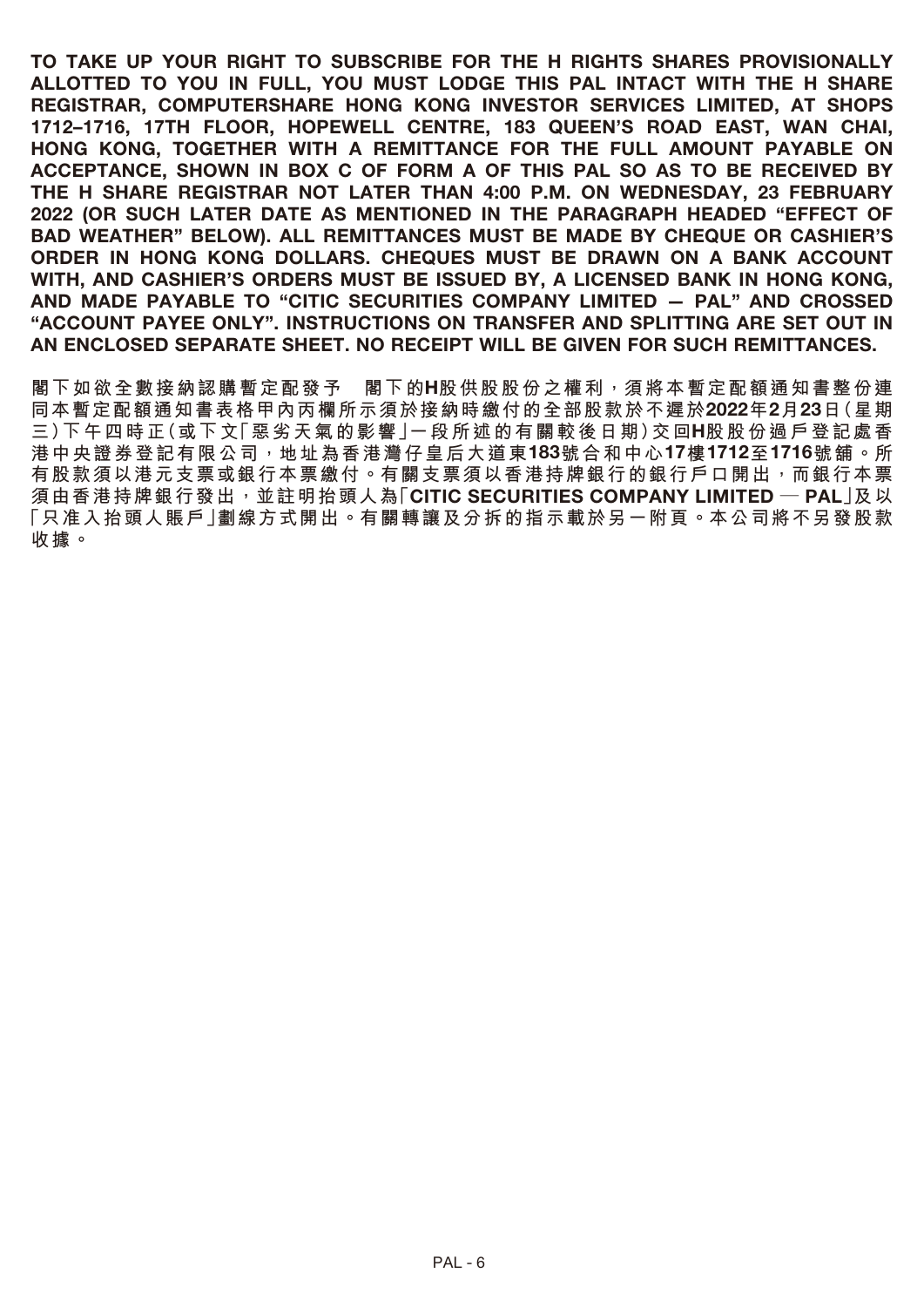**TO TAKE UP YOUR RIGHT TO SUBSCRIBE FOR THE H RIGHTS SHARES PROVISIONALLY ALLOTTED TO YOU IN FULL, YOU MUST LODGE THIS PAL INTACT WITH THE H SHARE REGISTRAR, COMPUTERSHARE HONG KONG INVESTOR SERVICES LIMITED, AT SHOPS 1712–1716, 17TH FLOOR, HOPEWELL CENTRE, 183 QUEEN'S ROAD EAST, WAN CHAI, HONG KONG, TOGETHER WITH A REMITTANCE FOR THE FULL AMOUNT PAYABLE ON ACCEPTANCE, SHOWN IN BOX C OF FORM A OF THIS PAL SO AS TO BE RECEIVED BY THE H SHARE REGISTRAR NOT LATER THAN 4:00 P.M. ON WEDNESDAY, 23 FEBRUARY 2022 (OR SUCH LATER DATE AS MENTIONED IN THE PARAGRAPH HEADED "EFFECT OF BAD WEATHER" BELOW). ALL REMITTANCES MUST BE MADE BY CHEQUE OR CASHIER'S ORDER IN HONG KONG DOLLARS. CHEQUES MUST BE DRAWN ON A BANK ACCOUNT WITH, AND CASHIER'S ORDERS MUST BE ISSUED BY, A LICENSED BANK IN HONG KONG, AND MADE PAYABLE TO "CITIC SECURITIES COMPANY LIMITED — PAL" AND CROSSED "ACCOUNT PAYEE ONLY". INSTRUCTIONS ON TRANSFER AND SPLITTING ARE SET OUT IN AN ENCLOSED SEPARATE SHEET. NO RECEIPT WILL BE GIVEN FOR SUCH REMITTANCES.**

**閣下如欲全數接納認購暫定配發予　閣下的H股供股股份之權利，須將本暫定配額通知書整份連同本暫定配額通知書表格甲內丙欄所示須於接納時繳付的全部股款於不遲於2022年2月23日(星期三)下午四時正(或下文「惡劣天氣的影響」一段所述的有關較後日期)交回H股股份過戶登記處香港中央證券登記有限公司，地址為香港灣仔皇后大道東183號合和中心17樓1712至1716號舖。所有股款須以港元支票或銀行本票繳付。有關支票須以香港持牌銀行的銀行戶口開出，而銀行本票須由香港持牌銀行發出，並註明抬頭人為「CITIC SECURITIES COMPANY LIMITED — PAL」及以「只准入抬頭人賬戶」劃線方式開出。有關轉讓及分拆的指示載於另一附頁。本公司將不另發股款收據。**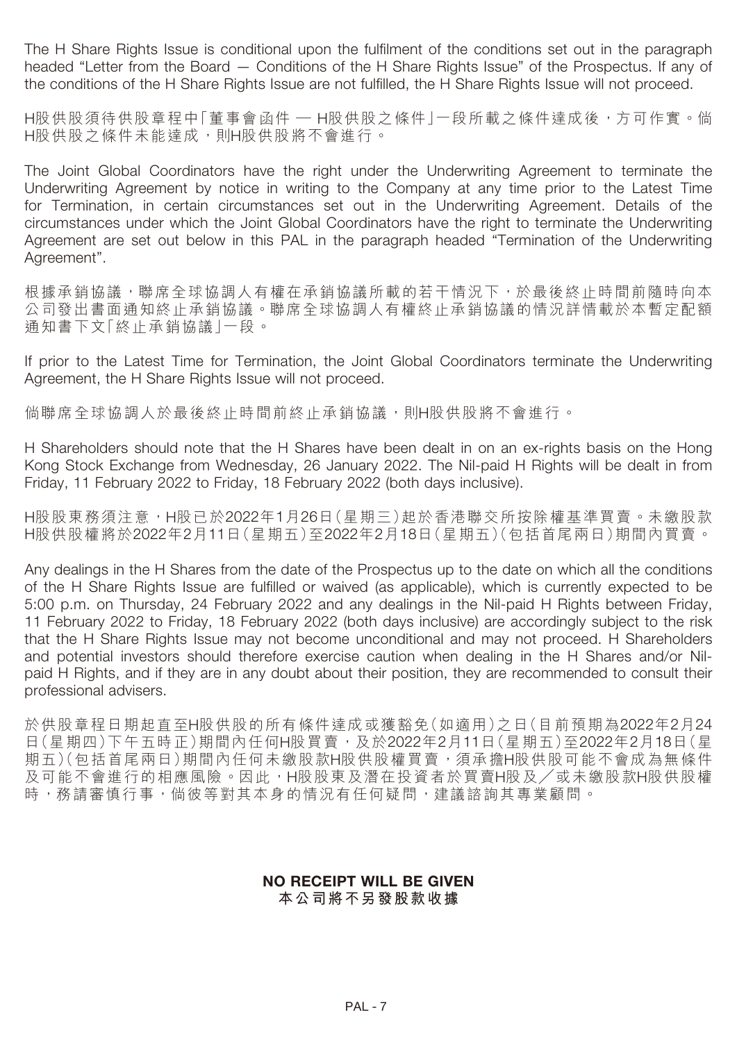The H Share Rights Issue is conditional upon the fulfilment of the conditions set out in the paragraph headed "Letter from the Board — Conditions of the H Share Rights Issue" of the Prospectus. If any of the conditions of the H Share Rights Issue are not fulfilled, the H Share Rights Issue will not proceed.

H股供股須待供股章程中「董事會函件 — H股供股之條件」一段所載之條件達成後，方可作實。倘H股供股之條件未能達成，則H股供股將不會進行。

The Joint Global Coordinators have the right under the Underwriting Agreement to terminate the Underwriting Agreement by notice in writing to the Company at any time prior to the Latest Time for Termination, in certain circumstances set out in the Underwriting Agreement. Details of the circumstances under which the Joint Global Coordinators have the right to terminate the Underwriting Agreement are set out below in this PAL in the paragraph headed "Termination of the Underwriting Agreement".

根據承銷協議，聯席全球協調人有權在承銷協議所載的若干情況下，於最後終止時間前隨時向本公司發出書面通知終止承銷協議。聯席全球協調人有權終止承銷協議的情況詳情載於本暫定配額通知書下文「終止承銷協議」一段。

If prior to the Latest Time for Termination, the Joint Global Coordinators terminate the Underwriting Agreement, the H Share Rights Issue will not proceed.

倘聯席全球協調人於最後終止時間前終止承銷協議，則H股供股將不會進行。

H Shareholders should note that the H Shares have been dealt in on an ex-rights basis on the Hong Kong Stock Exchange from Wednesday, 26 January 2022. The Nil-paid H Rights will be dealt in from Friday, 11 February 2022 to Friday, 18 February 2022 (both days inclusive).

H股股東務須注意，H股已於2022年1月26日(星期三)起於香港聯交所按除權基準買賣。未繳股款H股供股權將於2022年2月11日(星期五)至2022年2月18日(星期五)(包括首尾兩日)期間內買賣。

Any dealings in the H Shares from the date of the Prospectus up to the date on which all the conditions of the H Share Rights Issue are fulfilled or waived (as applicable), which is currently expected to be 5:00 p.m. on Thursday, 24 February 2022 and any dealings in the Nil-paid H Rights between Friday, 11 February 2022 to Friday, 18 February 2022 (both days inclusive) are accordingly subject to the risk that the H Share Rights Issue may not become unconditional and may not proceed. H Shareholders and potential investors should therefore exercise caution when dealing in the H Shares and/or Nil-paid H Rights, and if they are in any doubt about their position, they are recommended to consult their professional advisers.

於供股章程日期起直至H股供股的所有條件達成或獲豁免(如適用)之日(目前預期為2022年2月24日(星期四)下午五時正)期間內任何H股買賣，及於2022年2月11日(星期五)至2022年2月18日(星期五)(包括首尾兩日)期間內任何未繳股款H股供股權買賣，須承擔H股供股可能不會成為無條件及可能不會進行的相應風險。因此，H股股東及潛在投資者於買賣H股及／或未繳股款H股供股權時，務請審慎行事，倘彼等對其本身的情況有任何疑問，建議諮詢其專業顧問。

**NO RECEIPT WILL BE GIVEN**
**本公司將不另發股款收據**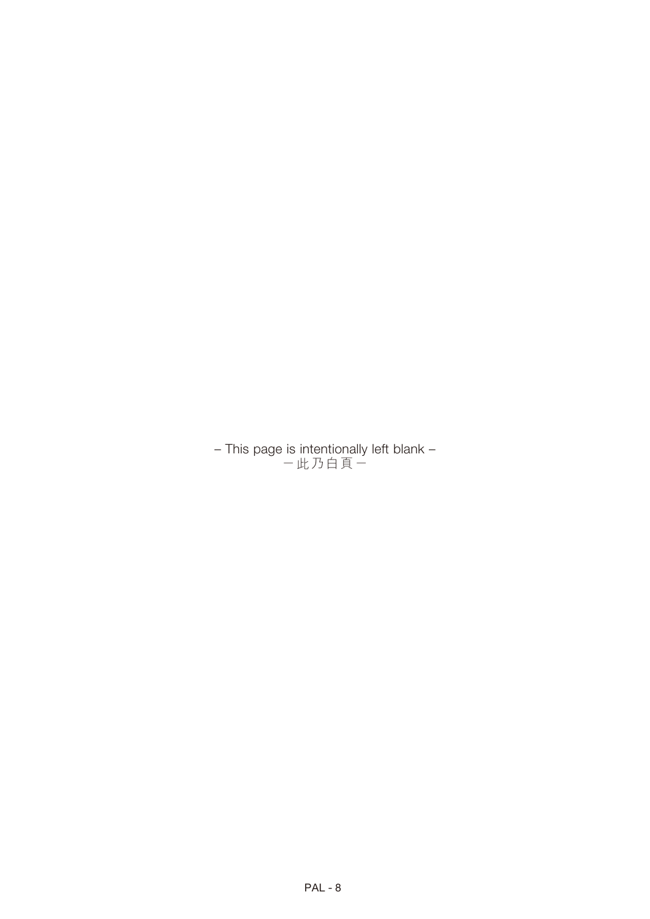– This page is intentionally left blank –
－此乃白頁－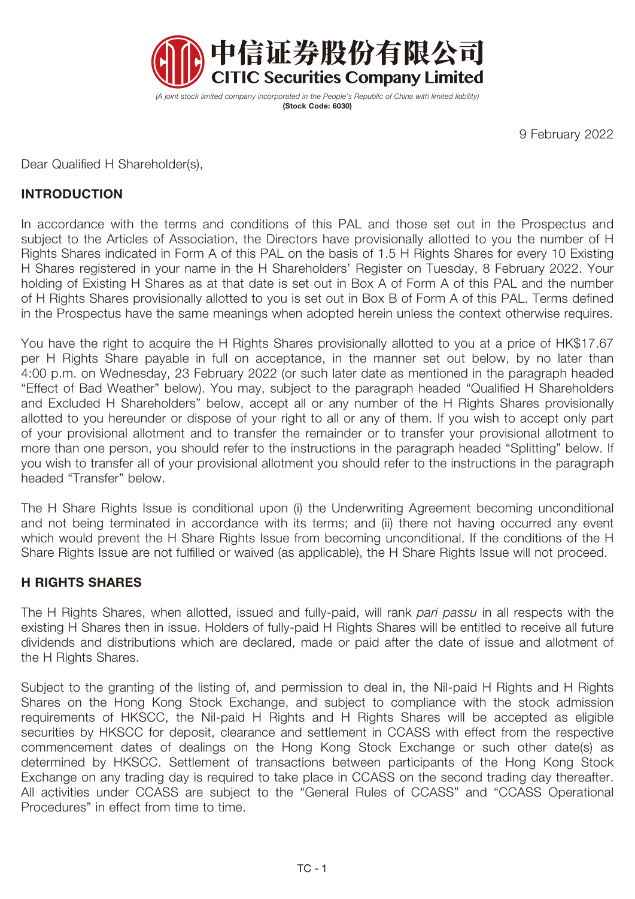中信证券股份有限公司
**CITIC Securities Company Limited**

*(A joint stock limited company incorporated in the People's Republic of China with limited liability)*
**(Stock Code: 6030)**

9 February 2022

Dear Qualified H Shareholder(s),

## INTRODUCTION

In accordance with the terms and conditions of this PAL and those set out in the Prospectus and subject to the Articles of Association, the Directors have provisionally allotted to you the number of H Rights Shares indicated in Form A of this PAL on the basis of 1.5 H Rights Shares for every 10 Existing H Shares registered in your name in the H Shareholders' Register on Tuesday, 8 February 2022. Your holding of Existing H Shares as at that date is set out in Box A of Form A of this PAL and the number of H Rights Shares provisionally allotted to you is set out in Box B of Form A of this PAL. Terms defined in the Prospectus have the same meanings when adopted herein unless the context otherwise requires.

You have the right to acquire the H Rights Shares provisionally allotted to you at a price of HK$17.67 per H Rights Share payable in full on acceptance, in the manner set out below, by no later than 4:00 p.m. on Wednesday, 23 February 2022 (or such later date as mentioned in the paragraph headed "Effect of Bad Weather" below). You may, subject to the paragraph headed "Qualified H Shareholders and Excluded H Shareholders" below, accept all or any number of the H Rights Shares provisionally allotted to you hereunder or dispose of your right to all or any of them. If you wish to accept only part of your provisional allotment and to transfer the remainder or to transfer your provisional allotment to more than one person, you should refer to the instructions in the paragraph headed "Splitting" below. If you wish to transfer all of your provisional allotment you should refer to the instructions in the paragraph headed "Transfer" below.

The H Share Rights Issue is conditional upon (i) the Underwriting Agreement becoming unconditional and not being terminated in accordance with its terms; and (ii) there not having occurred any event which would prevent the H Share Rights Issue from becoming unconditional. If the conditions of the H Share Rights Issue are not fulfilled or waived (as applicable), the H Share Rights Issue will not proceed.

## H RIGHTS SHARES

The H Rights Shares, when allotted, issued and fully-paid, will rank *pari passu* in all respects with the existing H Shares then in issue. Holders of fully-paid H Rights Shares will be entitled to receive all future dividends and distributions which are declared, made or paid after the date of issue and allotment of the H Rights Shares.

Subject to the granting of the listing of, and permission to deal in, the Nil-paid H Rights and H Rights Shares on the Hong Kong Stock Exchange, and subject to compliance with the stock admission requirements of HKSCC, the Nil-paid H Rights and H Rights Shares will be accepted as eligible securities by HKSCC for deposit, clearance and settlement in CCASS with effect from the respective commencement dates of dealings on the Hong Kong Stock Exchange or such other date(s) as determined by HKSCC. Settlement of transactions between participants of the Hong Kong Stock Exchange on any trading day is required to take place in CCASS on the second trading day thereafter. All activities under CCASS are subject to the "General Rules of CCASS" and "CCASS Operational Procedures" in effect from time to time.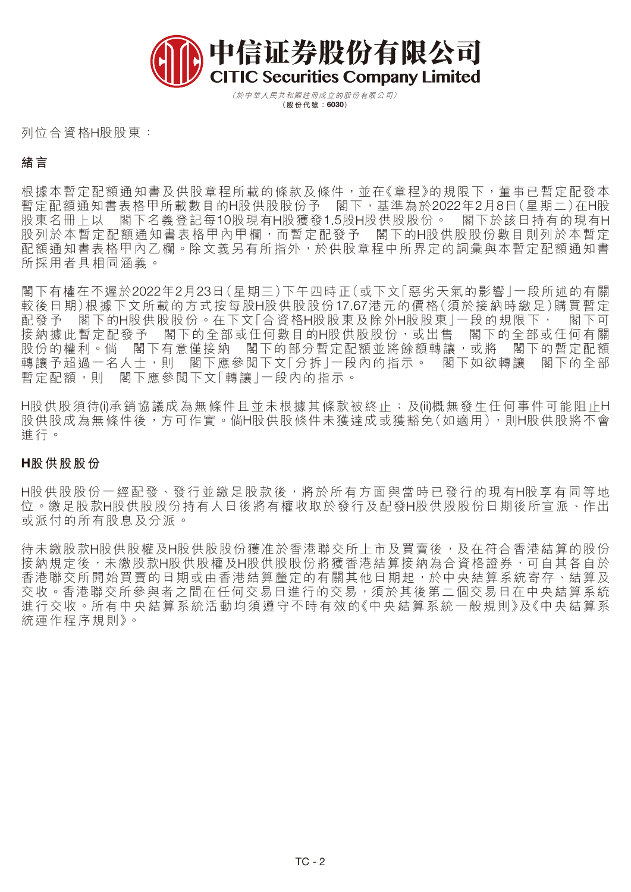# 中信证券股份有限公司
**CITIC Securities Company Limited**

*（於中華人民共和國註冊成立的股份有限公司）*
**（股份代號：6030）**

列位合資格H股股東：

### 緒言

根據本暫定配額通知書及供股章程所載的條款及條件，並在《章程》的規限下，董事已暫定配發本暫定配額通知書表格甲所載數目的H股供股股份予　閣下，基準為於2022年2月8日（星期二）在H股股東名冊上以　閣下名義登記每10股現有H股獲發1.5股H股供股股份。　閣下於該日持有的現有H股列於本暫定配額通知書表格甲內甲欄，而暫定配發予　閣下的H股供股股份數目則列於本暫定配額通知書表格甲內乙欄。除文義另有所指外，於供股章程中所界定的詞彙與本暫定配額通知書所採用者具相同涵義。

閣下有權在不遲於2022年2月23日（星期三）下午四時正（或下文「惡劣天氣的影響」一段所述的有關較後日期）根據下文所載的方式按每股H股供股股份17.67港元的價格（須於接納時繳足）購買暫定配發予　閣下的H股供股股份。在下文「合資格H股股東及除外H股股東」一段的規限下，　閣下可接納據此暫定配發予　閣下的全部或任何數目的H股供股股份，或出售　閣下的全部或任何有關股份的權利。倘　閣下有意僅接納　閣下的部分暫定配額並將餘額轉讓，或將　閣下的暫定配額轉讓予超過一名人士，則　閣下應參閱下文「分拆」一段內的指示。　閣下如欲轉讓　閣下的全部暫定配額，則　閣下應參閱下文「轉讓」一段內的指示。

H股供股須待(i)承銷協議成為無條件且並未根據其條款被終止；及(ii)概無發生任何事件可能阻止H股供股成為無條件後，方可作實。倘H股供股條件未獲達成或獲豁免（如適用），則H股供股將不會進行。

### H股供股股份

H股供股股份一經配發、發行並繳足股款後，將於所有方面與當時已發行的現有H股享有同等地位。繳足股款H股供股股份持有人日後將有權收取於發行及配發H股供股股份日期後所宣派、作出或派付的所有股息及分派。

待未繳股款H股供股權及H股供股股份獲准於香港聯交所上市及買賣後，及在符合香港結算的股份接納規定後，未繳股款H股供股權及H股供股股份將獲香港結算接納為合資格證券，可自其各自於香港聯交所開始買賣的日期或由香港結算釐定的有關其他日期起，於中央結算系統寄存、結算及交收。香港聯交所參與者之間在任何交易日進行的交易，須於其後第二個交易日在中央結算系統進行交收。所有中央結算系統活動均須遵守不時有效的《中央結算系統一般規則》及《中央結算系統運作程序規則》。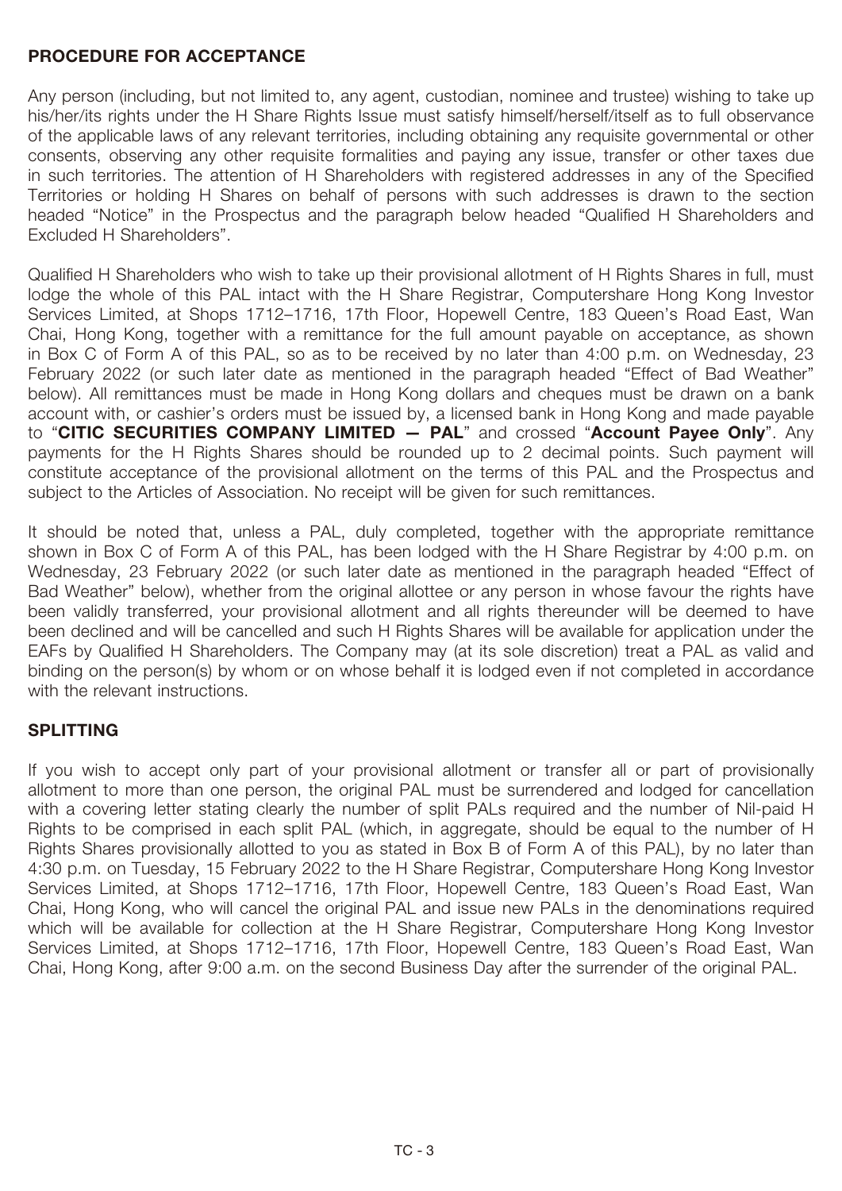## PROCEDURE FOR ACCEPTANCE

Any person (including, but not limited to, any agent, custodian, nominee and trustee) wishing to take up his/her/its rights under the H Share Rights Issue must satisfy himself/herself/itself as to full observance of the applicable laws of any relevant territories, including obtaining any requisite governmental or other consents, observing any other requisite formalities and paying any issue, transfer or other taxes due in such territories. The attention of H Shareholders with registered addresses in any of the Specified Territories or holding H Shares on behalf of persons with such addresses is drawn to the section headed "Notice" in the Prospectus and the paragraph below headed "Qualified H Shareholders and Excluded H Shareholders".

Qualified H Shareholders who wish to take up their provisional allotment of H Rights Shares in full, must lodge the whole of this PAL intact with the H Share Registrar, Computershare Hong Kong Investor Services Limited, at Shops 1712–1716, 17th Floor, Hopewell Centre, 183 Queen's Road East, Wan Chai, Hong Kong, together with a remittance for the full amount payable on acceptance, as shown in Box C of Form A of this PAL, so as to be received by no later than 4:00 p.m. on Wednesday, 23 February 2022 (or such later date as mentioned in the paragraph headed "Effect of Bad Weather" below). All remittances must be made in Hong Kong dollars and cheques must be drawn on a bank account with, or cashier's orders must be issued by, a licensed bank in Hong Kong and made payable to "**CITIC SECURITIES COMPANY LIMITED — PAL**" and crossed "**Account Payee Only**". Any payments for the H Rights Shares should be rounded up to 2 decimal points. Such payment will constitute acceptance of the provisional allotment on the terms of this PAL and the Prospectus and subject to the Articles of Association. No receipt will be given for such remittances.

It should be noted that, unless a PAL, duly completed, together with the appropriate remittance shown in Box C of Form A of this PAL, has been lodged with the H Share Registrar by 4:00 p.m. on Wednesday, 23 February 2022 (or such later date as mentioned in the paragraph headed "Effect of Bad Weather" below), whether from the original allottee or any person in whose favour the rights have been validly transferred, your provisional allotment and all rights thereunder will be deemed to have been declined and will be cancelled and such H Rights Shares will be available for application under the EAFs by Qualified H Shareholders. The Company may (at its sole discretion) treat a PAL as valid and binding on the person(s) by whom or on whose behalf it is lodged even if not completed in accordance with the relevant instructions.

## SPLITTING

If you wish to accept only part of your provisional allotment or transfer all or part of provisionally allotment to more than one person, the original PAL must be surrendered and lodged for cancellation with a covering letter stating clearly the number of split PALs required and the number of Nil-paid H Rights to be comprised in each split PAL (which, in aggregate, should be equal to the number of H Rights Shares provisionally allotted to you as stated in Box B of Form A of this PAL), by no later than 4:30 p.m. on Tuesday, 15 February 2022 to the H Share Registrar, Computershare Hong Kong Investor Services Limited, at Shops 1712–1716, 17th Floor, Hopewell Centre, 183 Queen's Road East, Wan Chai, Hong Kong, who will cancel the original PAL and issue new PALs in the denominations required which will be available for collection at the H Share Registrar, Computershare Hong Kong Investor Services Limited, at Shops 1712–1716, 17th Floor, Hopewell Centre, 183 Queen's Road East, Wan Chai, Hong Kong, after 9:00 a.m. on the second Business Day after the surrender of the original PAL.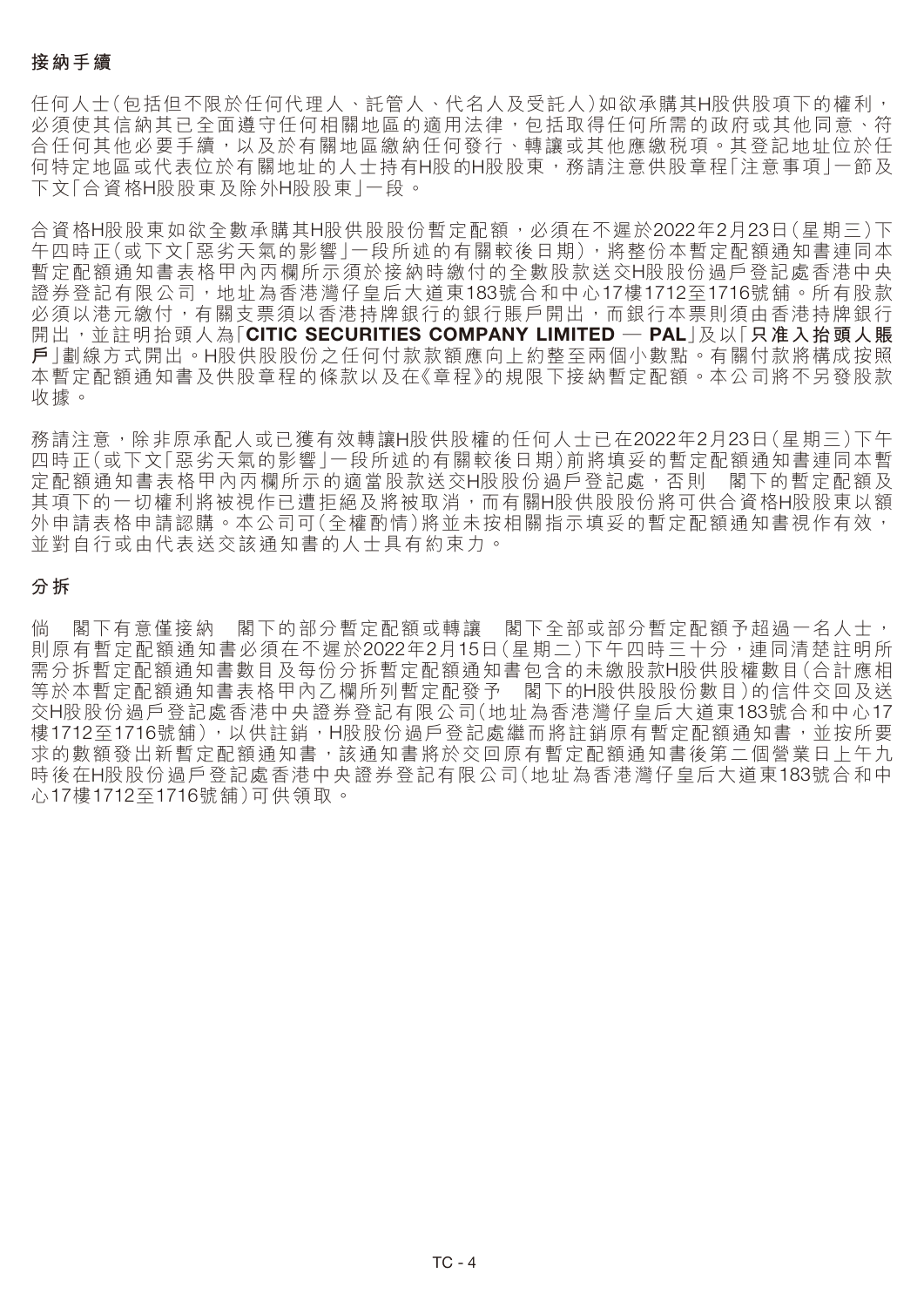## 接納手續

任何人士(包括但不限於任何代理人、託管人、代名人及受託人)如欲承購其H股供股項下的權利，必須使其信納其已全面遵守任何相關地區的適用法律，包括取得任何所需的政府或其他同意、符合任何其他必要手續，以及於有關地區繳納任何發行、轉讓或其他應繳稅項。其登記地址位於任何特定地區或代表位於有關地址的人士持有H股的H股股東，務請注意供股章程「注意事項」一節及下文「合資格H股股東及除外H股股東」一段。

合資格H股股東如欲全數承購其H股供股股份暫定配額，必須在不遲於2022年2月23日(星期三)下午四時正(或下文「惡劣天氣的影響」一段所述的有關較後日期)，將整份本暫定配額通知書連同本暫定配額通知書表格甲內丙欄所示須於接納時繳付的全數股款送交H股股份過戶登記處香港中央證券登記有限公司，地址為香港灣仔皇后大道東183號合和中心17樓1712至1716號舖。所有股款必須以港元繳付，有關支票須以香港持牌銀行的銀行賬戶開出，而銀行本票則須由香港持牌銀行開出，並註明抬頭人為「**CITIC SECURITIES COMPANY LIMITED — PAL**」及以「**只准入抬頭人賬戶**」劃線方式開出。H股供股股份之任何付款款額應向上約整至兩個小數點。有關付款將構成按照本暫定配額通知書及供股章程的條款以及在《章程》的規限下接納暫定配額。本公司將不另發股款收據。

務請注意，除非原承配人或已獲有效轉讓H股供股權的任何人士已在2022年2月23日(星期三)下午四時正(或下文「惡劣天氣的影響」一段所述的有關較後日期)前將填妥的暫定配額通知書連同本暫定配額通知書表格甲內丙欄所示的適當股款送交H股股份過戶登記處，否則 閣下的暫定配額及其項下的一切權利將被視作已遭拒絕及將被取消，而有關H股供股股份將可供合資格H股股東以額外申請表格申請認購。本公司可(全權酌情)將並未按相關指示填妥的暫定配額通知書視作有效，並對自行或由代表送交該通知書的人士具有約束力。

## 分拆

倘 閣下有意僅接納 閣下的部分暫定配額或轉讓 閣下全部或部分暫定配額予超過一名人士，則原有暫定配額通知書必須在不遲於2022年2月15日(星期二)下午四時三十分，連同清楚註明所需分拆暫定配額通知書數目及每份分拆暫定配額通知書包含的未繳股款H股供股權數目(合計應相等於本暫定配額通知書表格甲內乙欄所列暫定配發予 閣下的H股供股股份數目)的信件交回及送交H股股份過戶登記處香港中央證券登記有限公司(地址為香港灣仔皇后大道東183號合和中心17樓1712至1716號舖)，以供註銷，H股股份過戶登記處繼而將註銷原有暫定配額通知書，並按所要求的數額發出新暫定配額通知書，該通知書將於交回原有暫定配額通知書後第二個營業日上午九時後在H股股份過戶登記處香港中央證券登記有限公司(地址為香港灣仔皇后大道東183號合和中心17樓1712至1716號舖)可供領取。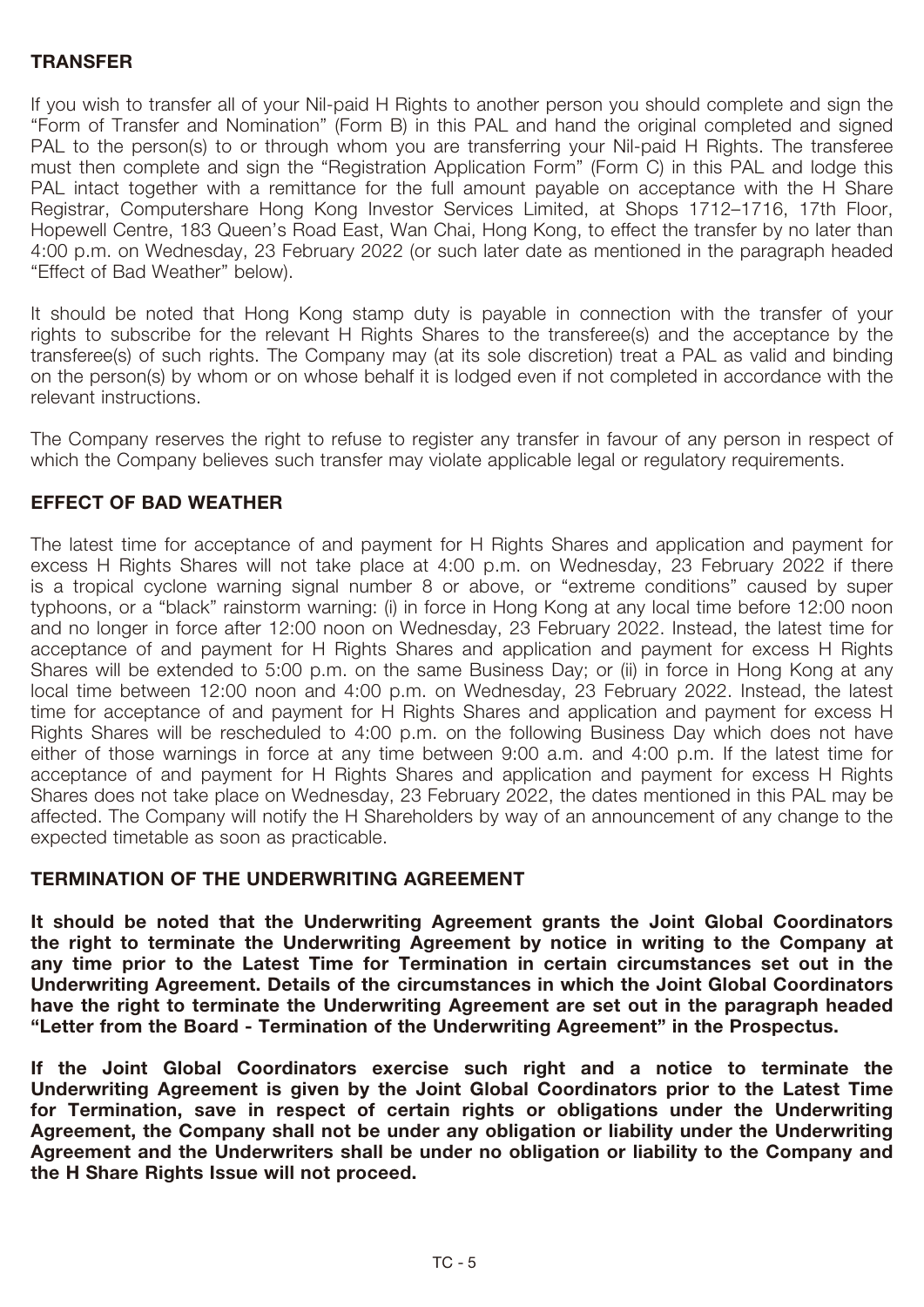## TRANSFER

If you wish to transfer all of your Nil-paid H Rights to another person you should complete and sign the "Form of Transfer and Nomination" (Form B) in this PAL and hand the original completed and signed PAL to the person(s) to or through whom you are transferring your Nil-paid H Rights. The transferee must then complete and sign the "Registration Application Form" (Form C) in this PAL and lodge this PAL intact together with a remittance for the full amount payable on acceptance with the H Share Registrar, Computershare Hong Kong Investor Services Limited, at Shops 1712–1716, 17th Floor, Hopewell Centre, 183 Queen's Road East, Wan Chai, Hong Kong, to effect the transfer by no later than 4:00 p.m. on Wednesday, 23 February 2022 (or such later date as mentioned in the paragraph headed "Effect of Bad Weather" below).

It should be noted that Hong Kong stamp duty is payable in connection with the transfer of your rights to subscribe for the relevant H Rights Shares to the transferee(s) and the acceptance by the transferee(s) of such rights. The Company may (at its sole discretion) treat a PAL as valid and binding on the person(s) by whom or on whose behalf it is lodged even if not completed in accordance with the relevant instructions.

The Company reserves the right to refuse to register any transfer in favour of any person in respect of which the Company believes such transfer may violate applicable legal or regulatory requirements.

## EFFECT OF BAD WEATHER

The latest time for acceptance of and payment for H Rights Shares and application and payment for excess H Rights Shares will not take place at 4:00 p.m. on Wednesday, 23 February 2022 if there is a tropical cyclone warning signal number 8 or above, or "extreme conditions" caused by super typhoons, or a "black" rainstorm warning: (i) in force in Hong Kong at any local time before 12:00 noon and no longer in force after 12:00 noon on Wednesday, 23 February 2022. Instead, the latest time for acceptance of and payment for H Rights Shares and application and payment for excess H Rights Shares will be extended to 5:00 p.m. on the same Business Day; or (ii) in force in Hong Kong at any local time between 12:00 noon and 4:00 p.m. on Wednesday, 23 February 2022. Instead, the latest time for acceptance of and payment for H Rights Shares and application and payment for excess H Rights Shares will be rescheduled to 4:00 p.m. on the following Business Day which does not have either of those warnings in force at any time between 9:00 a.m. and 4:00 p.m. If the latest time for acceptance of and payment for H Rights Shares and application and payment for excess H Rights Shares does not take place on Wednesday, 23 February 2022, the dates mentioned in this PAL may be affected. The Company will notify the H Shareholders by way of an announcement of any change to the expected timetable as soon as practicable.

## TERMINATION OF THE UNDERWRITING AGREEMENT

**It should be noted that the Underwriting Agreement grants the Joint Global Coordinators the right to terminate the Underwriting Agreement by notice in writing to the Company at any time prior to the Latest Time for Termination in certain circumstances set out in the Underwriting Agreement. Details of the circumstances in which the Joint Global Coordinators have the right to terminate the Underwriting Agreement are set out in the paragraph headed "Letter from the Board - Termination of the Underwriting Agreement" in the Prospectus.**

**If the Joint Global Coordinators exercise such right and a notice to terminate the Underwriting Agreement is given by the Joint Global Coordinators prior to the Latest Time for Termination, save in respect of certain rights or obligations under the Underwriting Agreement, the Company shall not be under any obligation or liability under the Underwriting Agreement and the Underwriters shall be under no obligation or liability to the Company and the H Share Rights Issue will not proceed.**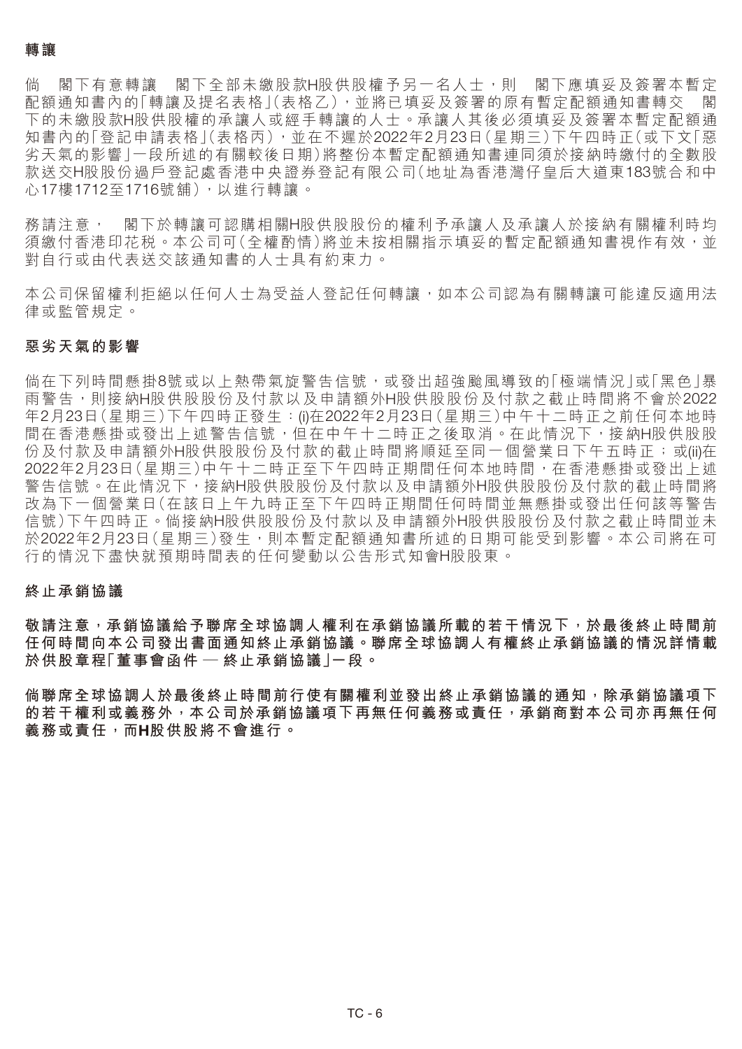### 轉讓

倘　閣下有意轉讓　閣下全部未繳股款H股供股權予另一名人士，則　閣下應填妥及簽署本暫定配額通知書內的「轉讓及提名表格」(表格乙)，並將已填妥及簽署的原有暫定配額通知書轉交　閣下的未繳股款H股供股權的承讓人或經手轉讓的人士。承讓人其後必須填妥及簽署本暫定配額通知書內的「登記申請表格」(表格丙)，並在不遲於2022年2月23日(星期三)下午四時正(或下文「惡劣天氣的影響」一段所述的有關較後日期)將整份本暫定配額通知書連同須於接納時繳付的全數股款送交H股股份過戶登記處香港中央證券登記有限公司(地址為香港灣仔皇后大道東183號合和中心17樓1712至1716號舖)，以進行轉讓。

務請注意，　閣下於轉讓可認購相關H股供股股份的權利予承讓人及承讓人於接納有關權利時均須繳付香港印花稅。本公司可(全權酌情)將並未按相關指示填妥的暫定配額通知書視作有效，並對自行或由代表送交該通知書的人士具有約束力。

本公司保留權利拒絕以任何人士為受益人登記任何轉讓，如本公司認為有關轉讓可能違反適用法律或監管規定。

### 惡劣天氣的影響

倘在下列時間懸掛8號或以上熱帶氣旋警告信號，或發出超強颱風導致的「極端情況」或「黑色」暴雨警告，則接納H股供股股份及付款以及申請額外H股供股股份及付款之截止時間將不會於2022年2月23日(星期三)下午四時正發生：(i)在2022年2月23日(星期三)中午十二時正之前任何本地時間在香港懸掛或發出上述警告信號，但在中午十二時正之後取消。在此情況下，接納H股供股股份及付款及申請額外H股供股股份及付款的截止時間將順延至同一個營業日下午五時正；或(ii)在2022年2月23日(星期三)中午十二時正至下午四時正期間任何本地時間，在香港懸掛或發出上述警告信號。在此情況下，接納H股供股股份及付款以及申請額外H股供股股份及付款的截止時間將改為下一個營業日(在該日上午九時正至下午四時正期間任何時間並無懸掛或發出任何該等警告信號)下午四時正。倘接納H股供股股份及付款以及申請額外H股供股股份及付款之截止時間並未於2022年2月23日(星期三)發生，則本暫定配額通知書所述的日期可能受到影響。本公司將在可行的情況下盡快就預期時間表的任何變動以公告形式知會H股股東。

### 終止承銷協議

**敬請注意，承銷協議給予聯席全球協調人權利在承銷協議所載的若干情況下，於最後終止時間前任何時間向本公司發出書面通知終止承銷協議。聯席全球協調人有權終止承銷協議的情況詳情載於供股章程「董事會函件 — 終止承銷協議」一段。**

**倘聯席全球協調人於最後終止時間前行使有關權利並發出終止承銷協議的通知，除承銷協議項下的若干權利或義務外，本公司於承銷協議項下再無任何義務或責任，承銷商對本公司亦再無任何義務或責任，而H股供股將不會進行。**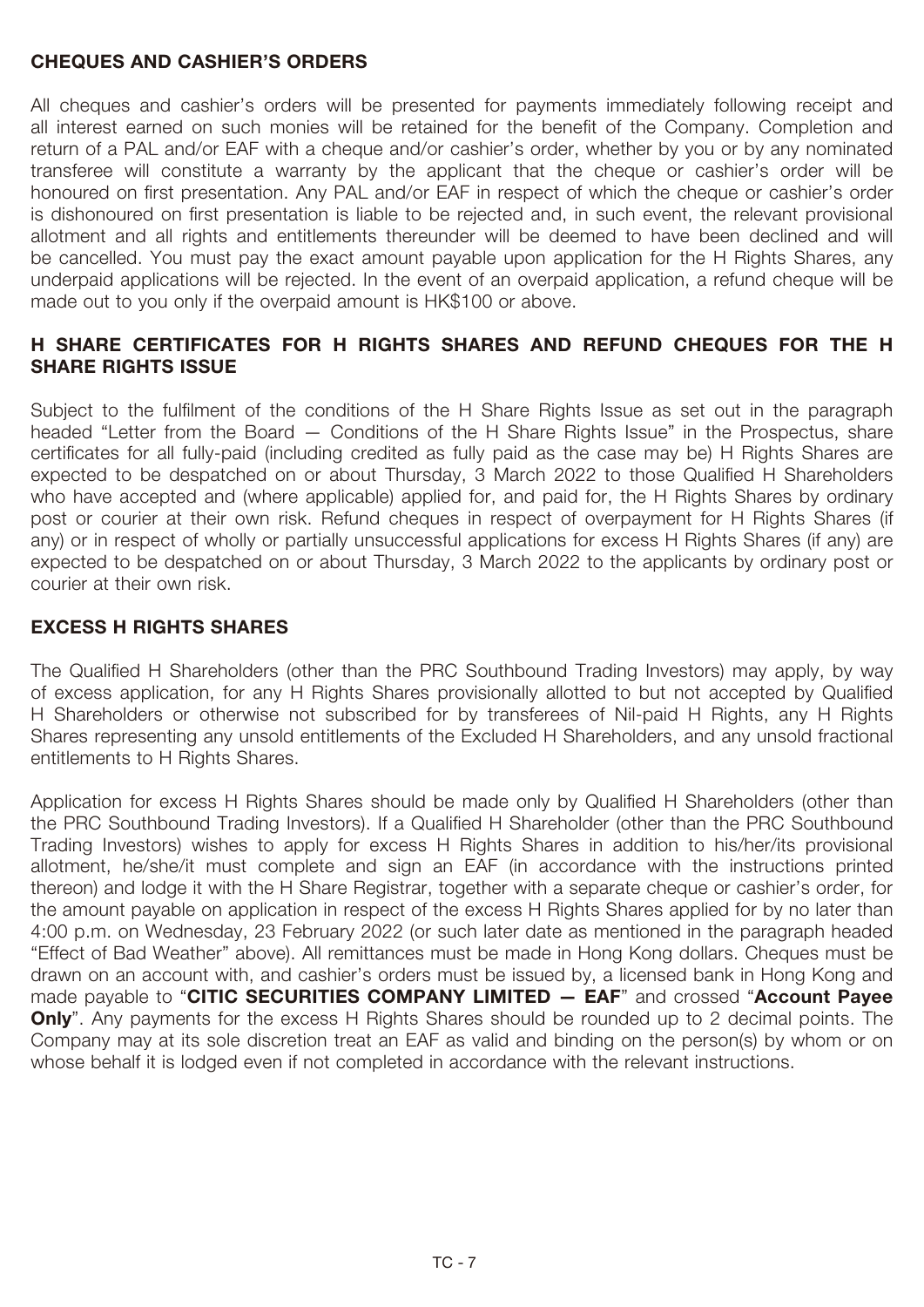## CHEQUES AND CASHIER'S ORDERS

All cheques and cashier's orders will be presented for payments immediately following receipt and all interest earned on such monies will be retained for the benefit of the Company. Completion and return of a PAL and/or EAF with a cheque and/or cashier's order, whether by you or by any nominated transferee will constitute a warranty by the applicant that the cheque or cashier's order will be honoured on first presentation. Any PAL and/or EAF in respect of which the cheque or cashier's order is dishonoured on first presentation is liable to be rejected and, in such event, the relevant provisional allotment and all rights and entitlements thereunder will be deemed to have been declined and will be cancelled. You must pay the exact amount payable upon application for the H Rights Shares, any underpaid applications will be rejected. In the event of an overpaid application, a refund cheque will be made out to you only if the overpaid amount is HK$100 or above.

## H SHARE CERTIFICATES FOR H RIGHTS SHARES AND REFUND CHEQUES FOR THE H SHARE RIGHTS ISSUE

Subject to the fulfilment of the conditions of the H Share Rights Issue as set out in the paragraph headed "Letter from the Board — Conditions of the H Share Rights Issue" in the Prospectus, share certificates for all fully-paid (including credited as fully paid as the case may be) H Rights Shares are expected to be despatched on or about Thursday, 3 March 2022 to those Qualified H Shareholders who have accepted and (where applicable) applied for, and paid for, the H Rights Shares by ordinary post or courier at their own risk. Refund cheques in respect of overpayment for H Rights Shares (if any) or in respect of wholly or partially unsuccessful applications for excess H Rights Shares (if any) are expected to be despatched on or about Thursday, 3 March 2022 to the applicants by ordinary post or courier at their own risk.

## EXCESS H RIGHTS SHARES

The Qualified H Shareholders (other than the PRC Southbound Trading Investors) may apply, by way of excess application, for any H Rights Shares provisionally allotted to but not accepted by Qualified H Shareholders or otherwise not subscribed for by transferees of Nil-paid H Rights, any H Rights Shares representing any unsold entitlements of the Excluded H Shareholders, and any unsold fractional entitlements to H Rights Shares.

Application for excess H Rights Shares should be made only by Qualified H Shareholders (other than the PRC Southbound Trading Investors). If a Qualified H Shareholder (other than the PRC Southbound Trading Investors) wishes to apply for excess H Rights Shares in addition to his/her/its provisional allotment, he/she/it must complete and sign an EAF (in accordance with the instructions printed thereon) and lodge it with the H Share Registrar, together with a separate cheque or cashier's order, for the amount payable on application in respect of the excess H Rights Shares applied for by no later than 4:00 p.m. on Wednesday, 23 February 2022 (or such later date as mentioned in the paragraph headed "Effect of Bad Weather" above). All remittances must be made in Hong Kong dollars. Cheques must be drawn on an account with, and cashier's orders must be issued by, a licensed bank in Hong Kong and made payable to "**CITIC SECURITIES COMPANY LIMITED — EAF**" and crossed "**Account Payee Only**". Any payments for the excess H Rights Shares should be rounded up to 2 decimal points. The Company may at its sole discretion treat an EAF as valid and binding on the person(s) by whom or on whose behalf it is lodged even if not completed in accordance with the relevant instructions.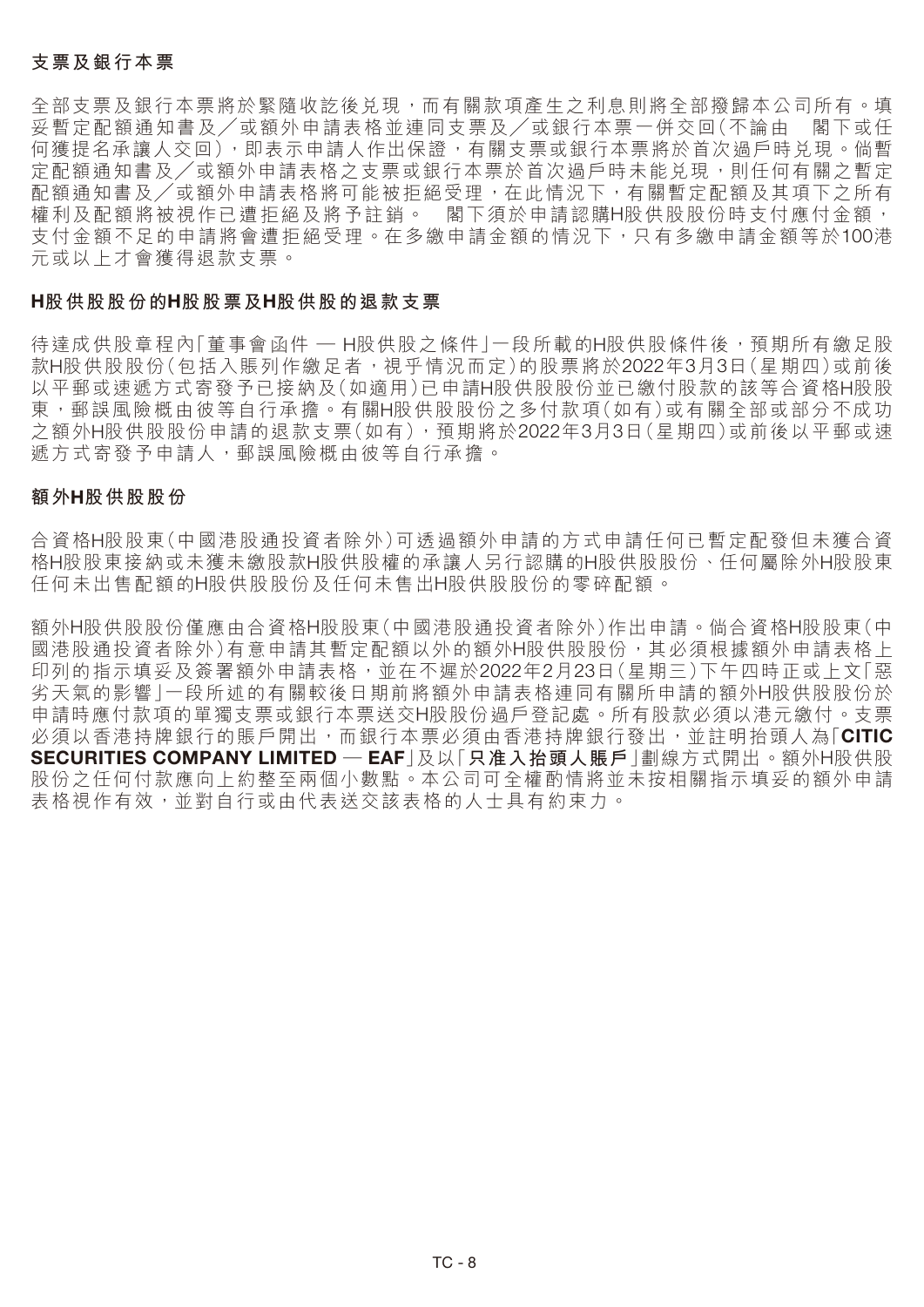### 支票及銀行本票

全部支票及銀行本票將於緊隨收訖後兌現，而有關款項產生之利息則將全部撥歸本公司所有。填妥暫定配額通知書及╱或額外申請表格並連同支票及╱或銀行本票一併交回（不論由　閣下或任何獲提名承讓人交回），即表示申請人作出保證，有關支票或銀行本票將於首次過戶時兌現。倘暫定配額通知書及╱或額外申請表格之支票或銀行本票於首次過戶時未能兌現，則任何有關之暫定配額通知書及╱或額外申請表格將可能被拒絕受理，在此情況下，有關暫定配額及其項下之所有權利及配額將被視作已遭拒絕及將予註銷。　閣下須於申請認購H股供股股份時支付應付金額，支付金額不足的申請將會遭拒絕受理。在多繳申請金額的情況下，只有多繳申請金額等於100港元或以上才會獲得退款支票。

### H股供股股份的H股股票及H股供股的退款支票

待達成供股章程內「董事會函件 — H股供股之條件」一段所載的H股供股條件後，預期所有繳足股款H股供股股份（包括入賬列作繳足者，視乎情況而定）的股票將於2022年3月3日（星期四）或前後以平郵或速遞方式寄發予已接納及（如適用）已申請H股供股股份並已繳付股款的該等合資格H股股東，郵誤風險概由彼等自行承擔。有關H股供股股份之多付款項（如有）或有關全部或部分不成功之額外H股供股股份申請的退款支票（如有），預期將於2022年3月3日（星期四）或前後以平郵或速遞方式寄發予申請人，郵誤風險概由彼等自行承擔。

### 額外H股供股股份

合資格H股股東（中國港股通投資者除外）可透過額外申請的方式申請任何已暫定配發但未獲合資格H股股東接納或未獲未繳股款H股供股權的承讓人另行認購的H股供股股份、任何屬除外H股股東任何未出售配額的H股供股股份及任何未售出H股供股股份的零碎配額。

額外H股供股股份僅應由合資格H股股東（中國港股通投資者除外）作出申請。倘合資格H股股東（中國港股通投資者除外）有意申請其暫定配額以外的額外H股供股股份，其必須根據額外申請表格上印列的指示填妥及簽署額外申請表格，並在不遲於2022年2月23日（星期三）下午四時正或上文「惡劣天氣的影響」一段所述的有關較後日期前將額外申請表格連同有關所申請的額外H股供股股份於申請時應付款項的單獨支票或銀行本票送交H股股份過戶登記處。所有股款必須以港元繳付。支票必須以香港持牌銀行的賬戶開出，而銀行本票必須由香港持牌銀行發出，並註明抬頭人為「**CITIC SECURITIES COMPANY LIMITED — EAF**」及以「**只准入抬頭人賬戶**」劃線方式開出。額外H股供股股份之任何付款應向上約整至兩個小數點。本公司可全權酌情將並未按相關指示填妥的額外申請表格視作有效，並對自行或由代表送交該表格的人士具有約束力。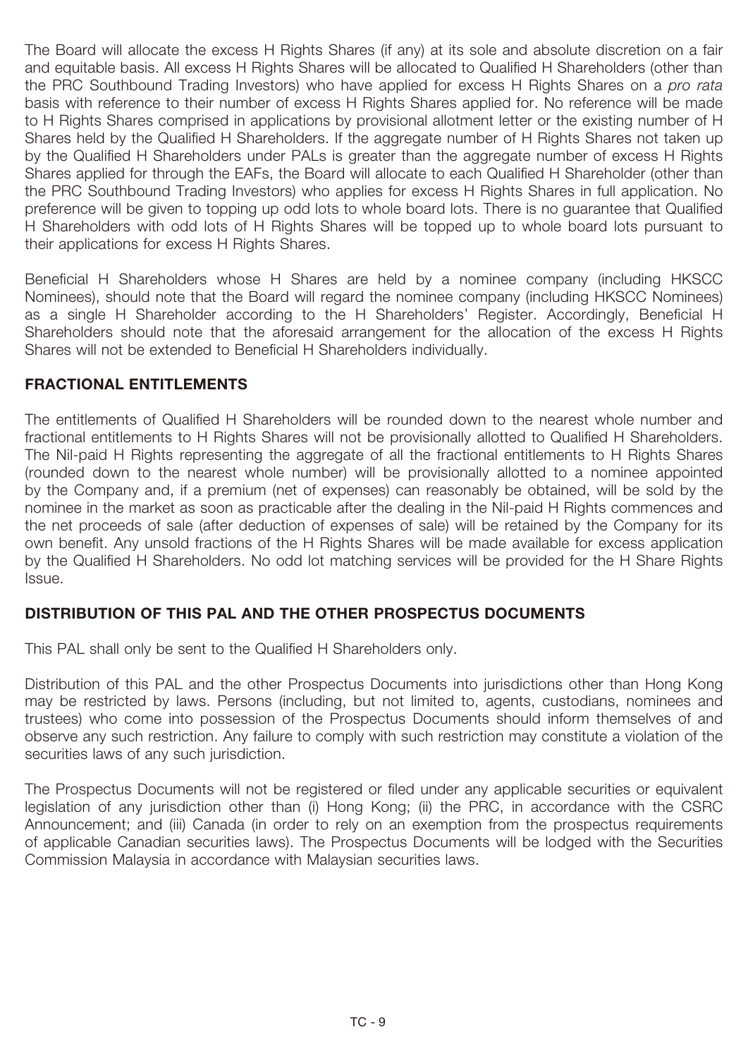The Board will allocate the excess H Rights Shares (if any) at its sole and absolute discretion on a fair and equitable basis. All excess H Rights Shares will be allocated to Qualified H Shareholders (other than the PRC Southbound Trading Investors) who have applied for excess H Rights Shares on a *pro rata* basis with reference to their number of excess H Rights Shares applied for. No reference will be made to H Rights Shares comprised in applications by provisional allotment letter or the existing number of H Shares held by the Qualified H Shareholders. If the aggregate number of H Rights Shares not taken up by the Qualified H Shareholders under PALs is greater than the aggregate number of excess H Rights Shares applied for through the EAFs, the Board will allocate to each Qualified H Shareholder (other than the PRC Southbound Trading Investors) who applies for excess H Rights Shares in full application. No preference will be given to topping up odd lots to whole board lots. There is no guarantee that Qualified H Shareholders with odd lots of H Rights Shares will be topped up to whole board lots pursuant to their applications for excess H Rights Shares.

Beneficial H Shareholders whose H Shares are held by a nominee company (including HKSCC Nominees), should note that the Board will regard the nominee company (including HKSCC Nominees) as a single H Shareholder according to the H Shareholders' Register. Accordingly, Beneficial H Shareholders should note that the aforesaid arrangement for the allocation of the excess H Rights Shares will not be extended to Beneficial H Shareholders individually.

## FRACTIONAL ENTITLEMENTS

The entitlements of Qualified H Shareholders will be rounded down to the nearest whole number and fractional entitlements to H Rights Shares will not be provisionally allotted to Qualified H Shareholders. The Nil-paid H Rights representing the aggregate of all the fractional entitlements to H Rights Shares (rounded down to the nearest whole number) will be provisionally allotted to a nominee appointed by the Company and, if a premium (net of expenses) can reasonably be obtained, will be sold by the nominee in the market as soon as practicable after the dealing in the Nil-paid H Rights commences and the net proceeds of sale (after deduction of expenses of sale) will be retained by the Company for its own benefit. Any unsold fractions of the H Rights Shares will be made available for excess application by the Qualified H Shareholders. No odd lot matching services will be provided for the H Share Rights Issue.

## DISTRIBUTION OF THIS PAL AND THE OTHER PROSPECTUS DOCUMENTS

This PAL shall only be sent to the Qualified H Shareholders only.

Distribution of this PAL and the other Prospectus Documents into jurisdictions other than Hong Kong may be restricted by laws. Persons (including, but not limited to, agents, custodians, nominees and trustees) who come into possession of the Prospectus Documents should inform themselves of and observe any such restriction. Any failure to comply with such restriction may constitute a violation of the securities laws of any such jurisdiction.

The Prospectus Documents will not be registered or filed under any applicable securities or equivalent legislation of any jurisdiction other than (i) Hong Kong; (ii) the PRC, in accordance with the CSRC Announcement; and (iii) Canada (in order to rely on an exemption from the prospectus requirements of applicable Canadian securities laws). The Prospectus Documents will be lodged with the Securities Commission Malaysia in accordance with Malaysian securities laws.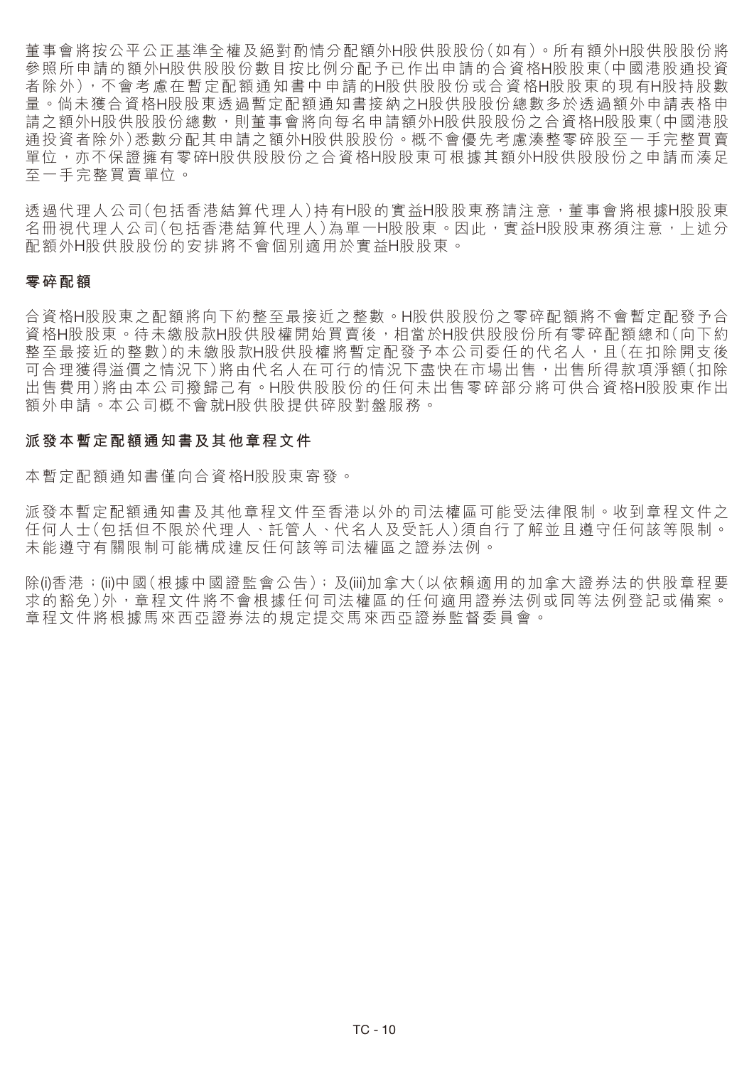董事會將按公平公正基準全權及絕對酌情分配額外H股供股股份（如有）。所有額外H股供股股份將參照所申請的額外H股供股股份數目按比例分配予已作出申請的合資格H股股東（中國港股通投資者除外），不會考慮在暫定配額通知書中申請的H股供股股份或合資格H股股東的現有H股持股數量。倘未獲合資格H股股東透過暫定配額通知書接納之H股供股股份總數多於透過額外申請表格申請之額外H股供股股份總數，則董事會將向每名申請額外H股供股股份之合資格H股股東（中國港股通投資者除外）悉數分配其申請之額外H股供股股份。概不會優先考慮湊整零碎股至一手完整買賣單位，亦不保證擁有零碎H股供股股份之合資格H股股東可根據其額外H股供股股份之申請而湊足至一手完整買賣單位。

透過代理人公司（包括香港結算代理人）持有H股的實益H股股東務請注意，董事會將根據H股股東名冊視代理人公司（包括香港結算代理人）為單一H股股東。因此，實益H股股東務須注意，上述分配額外H股供股股份的安排將不會個別適用於實益H股股東。

**零碎配額**

合資格H股股東之配額將向下約整至最接近之整數。H股供股股份之零碎配額將不會暫定配發予合資格H股股東。待未繳股款H股供股權開始買賣後，相當於H股供股股份所有零碎配額總和（向下約整至最接近的整數）的未繳股款H股供股權將暫定配發予本公司委任的代名人，且（在扣除開支後可合理獲得溢價之情況下）將由代名人在可行的情況下盡快在市場出售，出售所得款項淨額（扣除出售費用）將由本公司撥歸己有。H股供股股份的任何未出售零碎部分將可供合資格H股股東作出額外申請。本公司概不會就H股供股提供碎股對盤服務。

**派發本暫定配額通知書及其他章程文件**

本暫定配額通知書僅向合資格H股股東寄發。

派發本暫定配額通知書及其他章程文件至香港以外的司法權區可能受法律限制。收到章程文件之任何人士（包括但不限於代理人、託管人、代名人及受託人）須自行了解並且遵守任何該等限制。未能遵守有關限制可能構成違反任何該等司法權區之證券法例。

除(i)香港；(ii)中國（根據中國證監會公告）；及(iii)加拿大（以依賴適用的加拿大證券法的供股章程要求的豁免）外，章程文件將不會根據任何司法權區的任何適用證券法例或同等法例登記或備案。章程文件將根據馬來西亞證券法的規定提交馬來西亞證券監督委員會。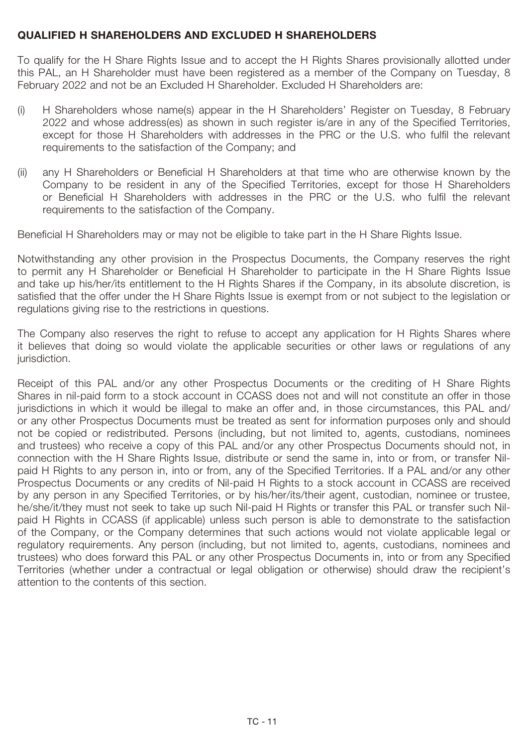## QUALIFIED H SHAREHOLDERS AND EXCLUDED H SHAREHOLDERS

To qualify for the H Share Rights Issue and to accept the H Rights Shares provisionally allotted under this PAL, an H Shareholder must have been registered as a member of the Company on Tuesday, 8 February 2022 and not be an Excluded H Shareholder. Excluded H Shareholders are:

(i) H Shareholders whose name(s) appear in the H Shareholders' Register on Tuesday, 8 February 2022 and whose address(es) as shown in such register is/are in any of the Specified Territories, except for those H Shareholders with addresses in the PRC or the U.S. who fulfil the relevant requirements to the satisfaction of the Company; and

(ii) any H Shareholders or Beneficial H Shareholders at that time who are otherwise known by the Company to be resident in any of the Specified Territories, except for those H Shareholders or Beneficial H Shareholders with addresses in the PRC or the U.S. who fulfil the relevant requirements to the satisfaction of the Company.

Beneficial H Shareholders may or may not be eligible to take part in the H Share Rights Issue.

Notwithstanding any other provision in the Prospectus Documents, the Company reserves the right to permit any H Shareholder or Beneficial H Shareholder to participate in the H Share Rights Issue and take up his/her/its entitlement to the H Rights Shares if the Company, in its absolute discretion, is satisfied that the offer under the H Share Rights Issue is exempt from or not subject to the legislation or regulations giving rise to the restrictions in questions.

The Company also reserves the right to refuse to accept any application for H Rights Shares where it believes that doing so would violate the applicable securities or other laws or regulations of any jurisdiction.

Receipt of this PAL and/or any other Prospectus Documents or the crediting of H Share Rights Shares in nil-paid form to a stock account in CCASS does not and will not constitute an offer in those jurisdictions in which it would be illegal to make an offer and, in those circumstances, this PAL and/or any other Prospectus Documents must be treated as sent for information purposes only and should not be copied or redistributed. Persons (including, but not limited to, agents, custodians, nominees and trustees) who receive a copy of this PAL and/or any other Prospectus Documents should not, in connection with the H Share Rights Issue, distribute or send the same in, into or from, or transfer Nil-paid H Rights to any person in, into or from, any of the Specified Territories. If a PAL and/or any other Prospectus Documents or any credits of Nil-paid H Rights to a stock account in CCASS are received by any person in any Specified Territories, or by his/her/its/their agent, custodian, nominee or trustee, he/she/it/they must not seek to take up such Nil-paid H Rights or transfer this PAL or transfer such Nil-paid H Rights in CCASS (if applicable) unless such person is able to demonstrate to the satisfaction of the Company, or the Company determines that such actions would not violate applicable legal or regulatory requirements. Any person (including, but not limited to, agents, custodians, nominees and trustees) who does forward this PAL or any other Prospectus Documents in, into or from any Specified Territories (whether under a contractual or legal obligation or otherwise) should draw the recipient's attention to the contents of this section.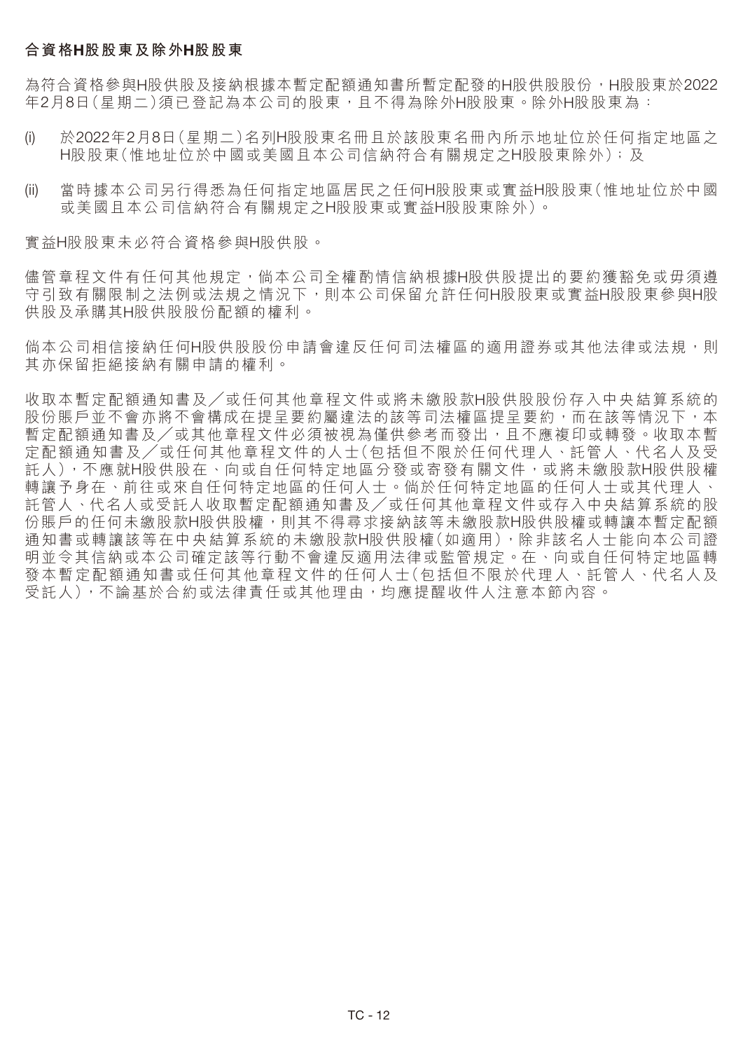**合資格H股股東及除外H股股東**

為符合資格參與H股供股及接納根據本暫定配額通知書所暫定配發的H股供股股份，H股股東於2022年2月8日（星期二）須已登記為本公司的股東，且不得為除外H股股東。除外H股股東為：

(i) 於2022年2月8日（星期二）名列H股股東名冊且於該股東名冊內所示地址位於任何指定地區之H股股東（惟地址位於中國或美國且本公司信納符合有關規定之H股股東除外）；及

(ii) 當時據本公司另行得悉為任何指定地區居民之任何H股股東或實益H股股東（惟地址位於中國或美國且本公司信納符合有關規定之H股股東或實益H股股東除外）。

實益H股股東未必符合資格參與H股供股。

儘管章程文件有任何其他規定，倘本公司全權酌情信納根據H股供股提出的要約獲豁免或毋須遵守引致有關限制之法例或法規之情況下，則本公司保留允許任何H股股東或實益H股股東參與H股供股及承購其H股供股股份配額的權利。

倘本公司相信接納任何H股供股股份申請會違反任何司法權區的適用證券或其他法律或法規，則其亦保留拒絕接納有關申請的權利。

收取本暫定配額通知書及／或任何其他章程文件或將未繳股款H股供股股份存入中央結算系統的股份賬戶並不會亦將不會構成在提呈要約屬違法的該等司法權區提呈要約，而在該等情況下，本暫定配額通知書及／或其他章程文件必須被視為僅供參考而發出，且不應複印或轉發。收取本暫定配額通知書及／或任何其他章程文件的人士（包括但不限於任何代理人、託管人、代名人及受託人），不應就H股供股在、向或自任何特定地區分發或寄發有關文件，或將未繳股款H股供股權轉讓予身在、前往或來自任何特定地區的任何人士。倘於任何特定地區的任何人士或其代理人、託管人、代名人或受託人收取暫定配額通知書及／或任何其他章程文件或存入中央結算系統的股份賬戶的任何未繳股款H股供股權，則其不得尋求接納該等未繳股款H股供股權或轉讓本暫定配額通知書或轉讓該等在中央結算系統的未繳股款H股供股權（如適用），除非該名人士能向本公司證明並令其信納或本公司確定該等行動不會違反適用法律或監管規定。在、向或自任何特定地區轉發本暫定配額通知書或任何其他章程文件的任何人士（包括但不限於代理人、託管人、代名人及受託人），不論基於合約或法律責任或其他理由，均應提醒收件人注意本節內容。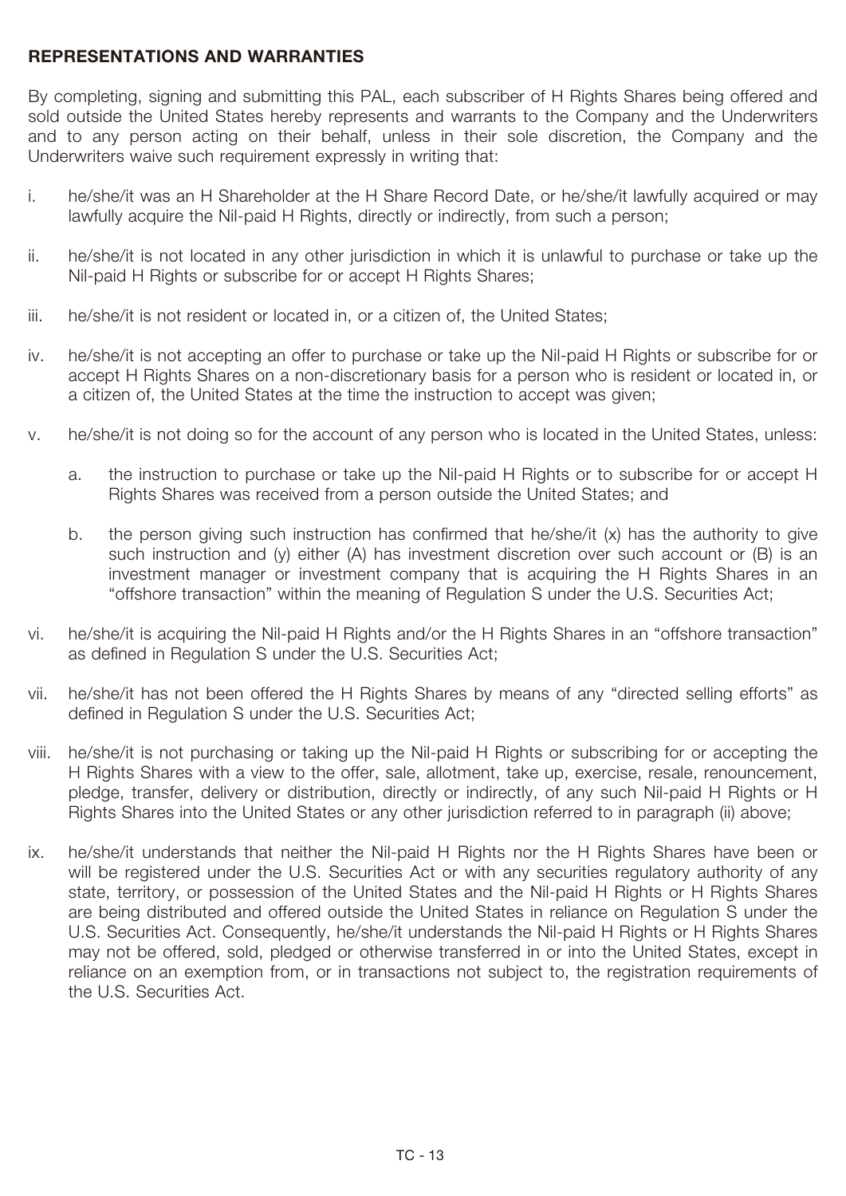## REPRESENTATIONS AND WARRANTIES

By completing, signing and submitting this PAL, each subscriber of H Rights Shares being offered and sold outside the United States hereby represents and warrants to the Company and the Underwriters and to any person acting on their behalf, unless in their sole discretion, the Company and the Underwriters waive such requirement expressly in writing that:

i. he/she/it was an H Shareholder at the H Share Record Date, or he/she/it lawfully acquired or may lawfully acquire the Nil-paid H Rights, directly or indirectly, from such a person;

ii. he/she/it is not located in any other jurisdiction in which it is unlawful to purchase or take up the Nil-paid H Rights or subscribe for or accept H Rights Shares;

iii. he/she/it is not resident or located in, or a citizen of, the United States;

iv. he/she/it is not accepting an offer to purchase or take up the Nil-paid H Rights or subscribe for or accept H Rights Shares on a non-discretionary basis for a person who is resident or located in, or a citizen of, the United States at the time the instruction to accept was given;

v. he/she/it is not doing so for the account of any person who is located in the United States, unless:

   a. the instruction to purchase or take up the Nil-paid H Rights or to subscribe for or accept H Rights Shares was received from a person outside the United States; and

   b. the person giving such instruction has confirmed that he/she/it (x) has the authority to give such instruction and (y) either (A) has investment discretion over such account or (B) is an investment manager or investment company that is acquiring the H Rights Shares in an "offshore transaction" within the meaning of Regulation S under the U.S. Securities Act;

vi. he/she/it is acquiring the Nil-paid H Rights and/or the H Rights Shares in an "offshore transaction" as defined in Regulation S under the U.S. Securities Act;

vii. he/she/it has not been offered the H Rights Shares by means of any "directed selling efforts" as defined in Regulation S under the U.S. Securities Act;

viii. he/she/it is not purchasing or taking up the Nil-paid H Rights or subscribing for or accepting the H Rights Shares with a view to the offer, sale, allotment, take up, exercise, resale, renouncement, pledge, transfer, delivery or distribution, directly or indirectly, of any such Nil-paid H Rights or H Rights Shares into the United States or any other jurisdiction referred to in paragraph (ii) above;

ix. he/she/it understands that neither the Nil-paid H Rights nor the H Rights Shares have been or will be registered under the U.S. Securities Act or with any securities regulatory authority of any state, territory, or possession of the United States and the Nil-paid H Rights or H Rights Shares are being distributed and offered outside the United States in reliance on Regulation S under the U.S. Securities Act. Consequently, he/she/it understands the Nil-paid H Rights or H Rights Shares may not be offered, sold, pledged or otherwise transferred in or into the United States, except in reliance on an exemption from, or in transactions not subject to, the registration requirements of the U.S. Securities Act.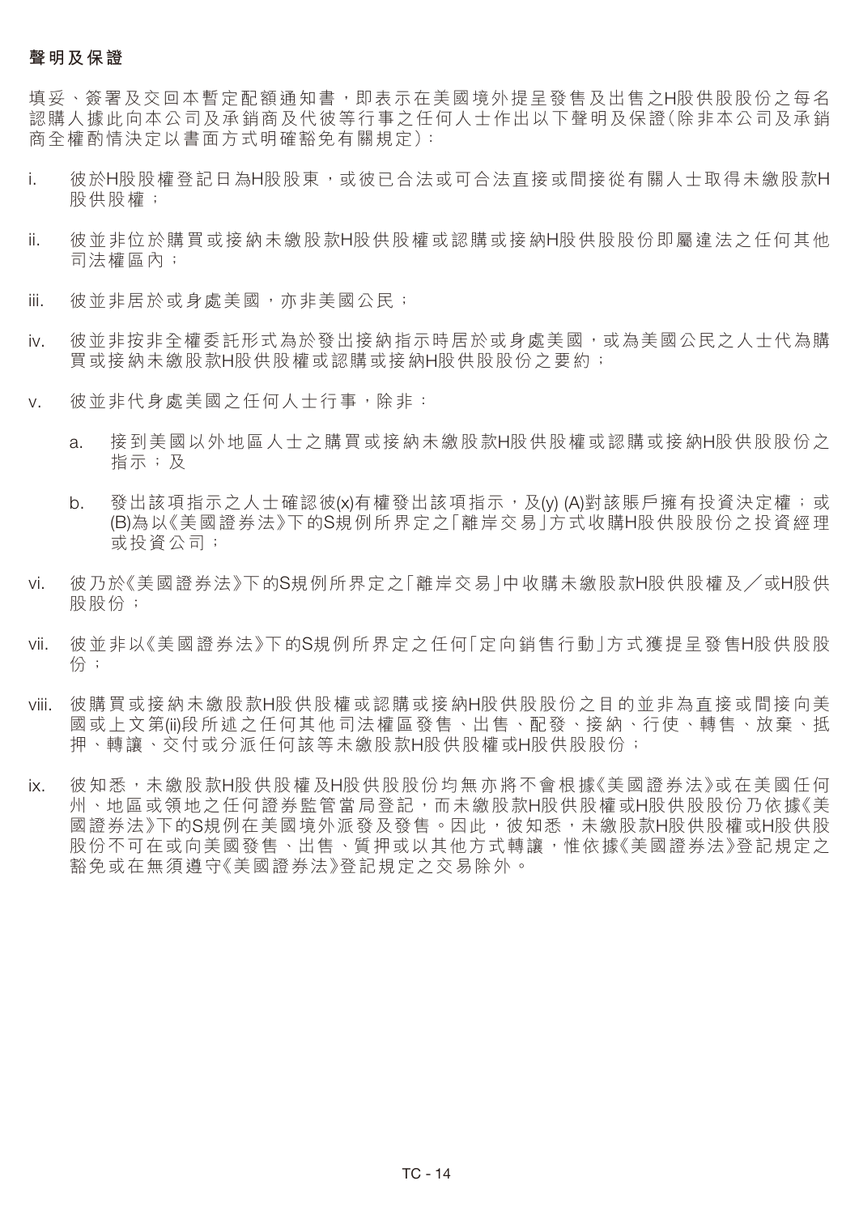**聲明及保證**

填妥、簽署及交回本暫定配額通知書，即表示在美國境外提呈發售及出售之H股供股股份之每名認購人據此向本公司及承銷商及代彼等行事之任何人士作出以下聲明及保證（除非本公司及承銷商全權酌情決定以書面方式明確豁免有關規定）：

i. 彼於H股股權登記日為H股股東，或彼已合法或可合法直接或間接從有關人士取得未繳股款H股供股權；

ii. 彼並非位於購買或接納未繳股款H股供股權或認購或接納H股供股股份即屬違法之任何其他司法權區內；

iii. 彼並非居於或身處美國，亦非美國公民；

iv. 彼並非按非全權委託形式為於發出接納指示時居於或身處美國，或為美國公民之人士代為購買或接納未繳股款H股供股權或認購或接納H股供股股份之要約；

v. 彼並非代身處美國之任何人士行事，除非：

   a. 接到美國以外地區人士之購買或接納未繳股款H股供股權或認購或接納H股供股股份之指示；及

   b. 發出該項指示之人士確認彼(x)有權發出該項指示，及(y) (A)對該賬戶擁有投資決定權；或(B)為以《美國證券法》下的S規例所界定之「離岸交易」方式收購H股供股股份之投資經理或投資公司；

vi. 彼乃於《美國證券法》下的S規例所界定之「離岸交易」中收購未繳股款H股供股權及／或H股供股股份；

vii. 彼並非以《美國證券法》下的S規例所界定之任何「定向銷售行動」方式獲提呈發售H股供股股份；

viii. 彼購買或接納未繳股款H股供股權或認購或接納H股供股股份之目的並非為直接或間接向美國或上文第(ii)段所述之任何其他司法權區發售、出售、配發、接納、行使、轉售、放棄、抵押、轉讓、交付或分派任何該等未繳股款H股供股權或H股供股股份；

ix. 彼知悉，未繳股款H股供股權及H股供股股份均無亦將不會根據《美國證券法》或在美國任何州、地區或領地之任何證券監管當局登記，而未繳股款H股供股權或H股供股股份乃依據《美國證券法》下的S規例在美國境外派發及發售。因此，彼知悉，未繳股款H股供股權或H股供股股份不可在或向美國發售、出售、質押或以其他方式轉讓，惟依據《美國證券法》登記規定之豁免或在無須遵守《美國證券法》登記規定之交易除外。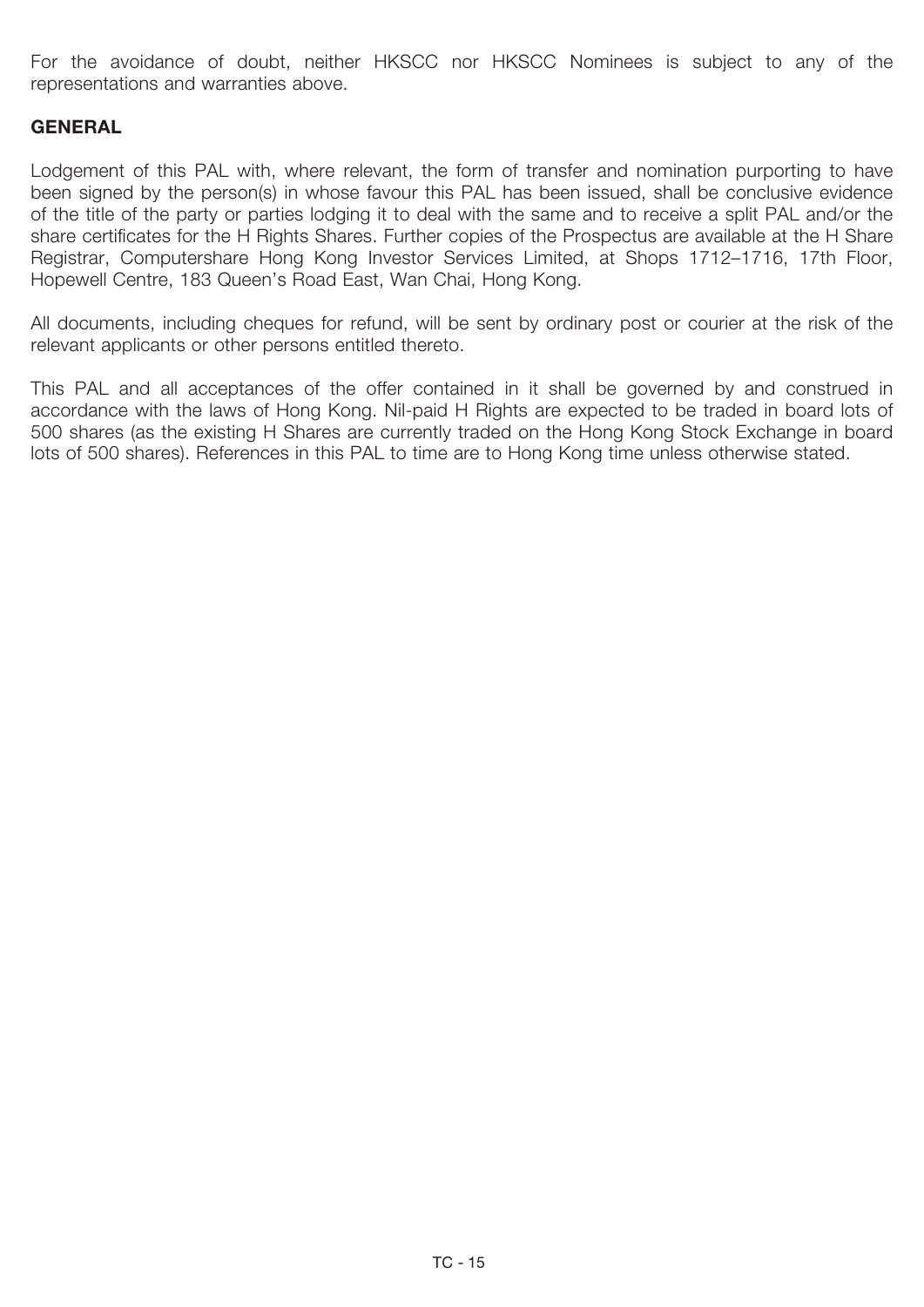For the avoidance of doubt, neither HKSCC nor HKSCC Nominees is subject to any of the representations and warranties above.

## GENERAL

Lodgement of this PAL with, where relevant, the form of transfer and nomination purporting to have been signed by the person(s) in whose favour this PAL has been issued, shall be conclusive evidence of the title of the party or parties lodging it to deal with the same and to receive a split PAL and/or the share certificates for the H Rights Shares. Further copies of the Prospectus are available at the H Share Registrar, Computershare Hong Kong Investor Services Limited, at Shops 1712–1716, 17th Floor, Hopewell Centre, 183 Queen's Road East, Wan Chai, Hong Kong.

All documents, including cheques for refund, will be sent by ordinary post or courier at the risk of the relevant applicants or other persons entitled thereto.

This PAL and all acceptances of the offer contained in it shall be governed by and construed in accordance with the laws of Hong Kong. Nil-paid H Rights are expected to be traded in board lots of 500 shares (as the existing H Shares are currently traded on the Hong Kong Stock Exchange in board lots of 500 shares). References in this PAL to time are to Hong Kong time unless otherwise stated.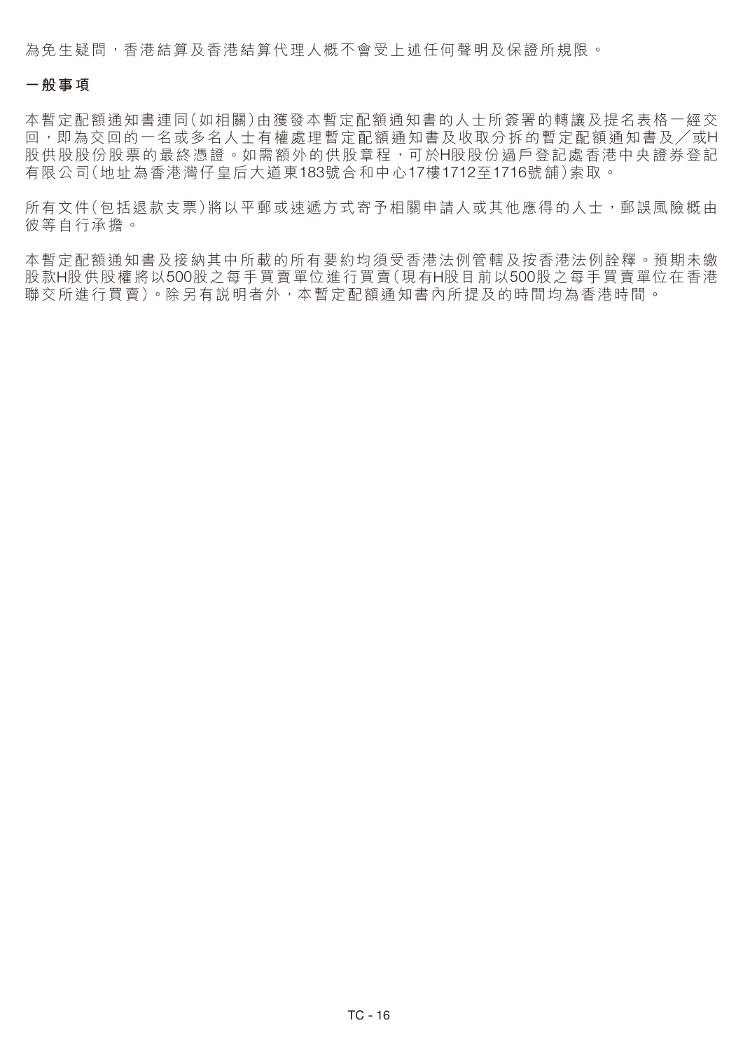為免生疑問，香港結算及香港結算代理人概不會受上述任何聲明及保證所規限。

## 一般事項

本暫定配額通知書連同(如相關)由獲發本暫定配額通知書的人士所簽署的轉讓及提名表格一經交回，即為交回的一名或多名人士有權處理暫定配額通知書及收取分拆的暫定配額通知書及／或H股供股股份股票的最終憑證。如需額外的供股章程，可於H股股份過戶登記處香港中央證券登記有限公司(地址為香港灣仔皇后大道東183號合和中心17樓1712至1716號舖)索取。

所有文件(包括退款支票)將以平郵或速遞方式寄予相關申請人或其他應得的人士，郵誤風險概由彼等自行承擔。

本暫定配額通知書及接納其中所載的所有要約均須受香港法例管轄及按香港法例詮釋。預期未繳股款H股供股權將以500股之每手買賣單位進行買賣(現有H股目前以500股之每手買賣單位在香港聯交所進行買賣)。除另有説明者外，本暫定配額通知書內所提及的時間均為香港時間。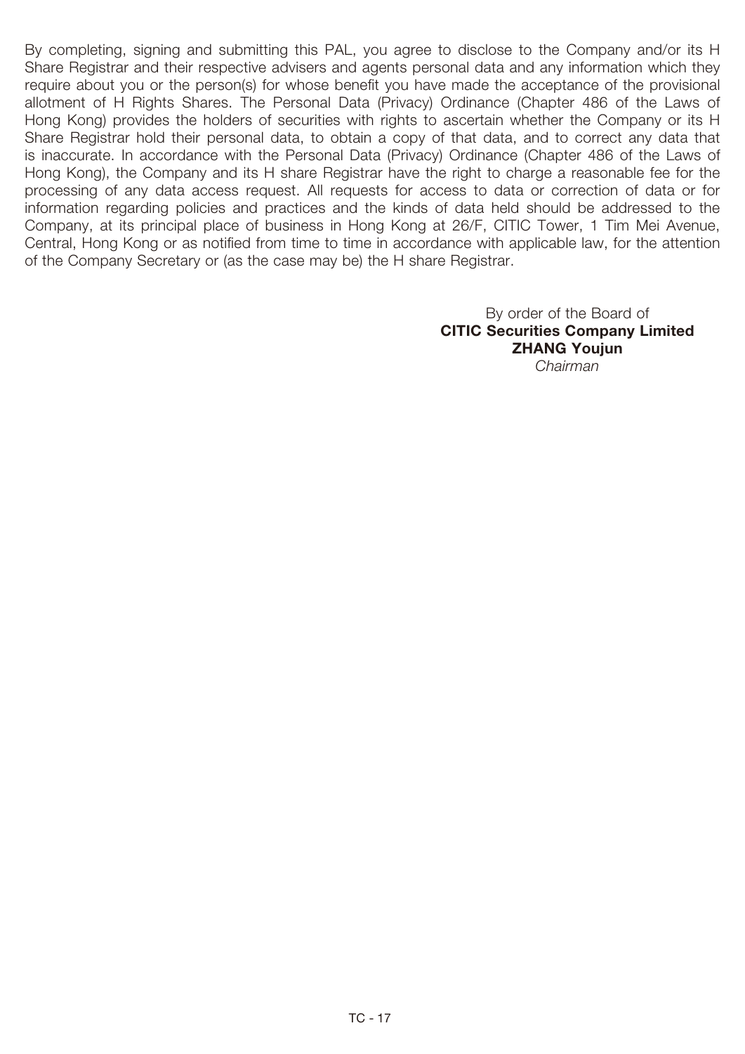By completing, signing and submitting this PAL, you agree to disclose to the Company and/or its H Share Registrar and their respective advisers and agents personal data and any information which they require about you or the person(s) for whose benefit you have made the acceptance of the provisional allotment of H Rights Shares. The Personal Data (Privacy) Ordinance (Chapter 486 of the Laws of Hong Kong) provides the holders of securities with rights to ascertain whether the Company or its H Share Registrar hold their personal data, to obtain a copy of that data, and to correct any data that is inaccurate. In accordance with the Personal Data (Privacy) Ordinance (Chapter 486 of the Laws of Hong Kong), the Company and its H share Registrar have the right to charge a reasonable fee for the processing of any data access request. All requests for access to data or correction of data or for information regarding policies and practices and the kinds of data held should be addressed to the Company, at its principal place of business in Hong Kong at 26/F, CITIC Tower, 1 Tim Mei Avenue, Central, Hong Kong or as notified from time to time in accordance with applicable law, for the attention of the Company Secretary or (as the case may be) the H share Registrar.

By order of the Board of
**CITIC Securities Company Limited**
**ZHANG Youjun**
*Chairman*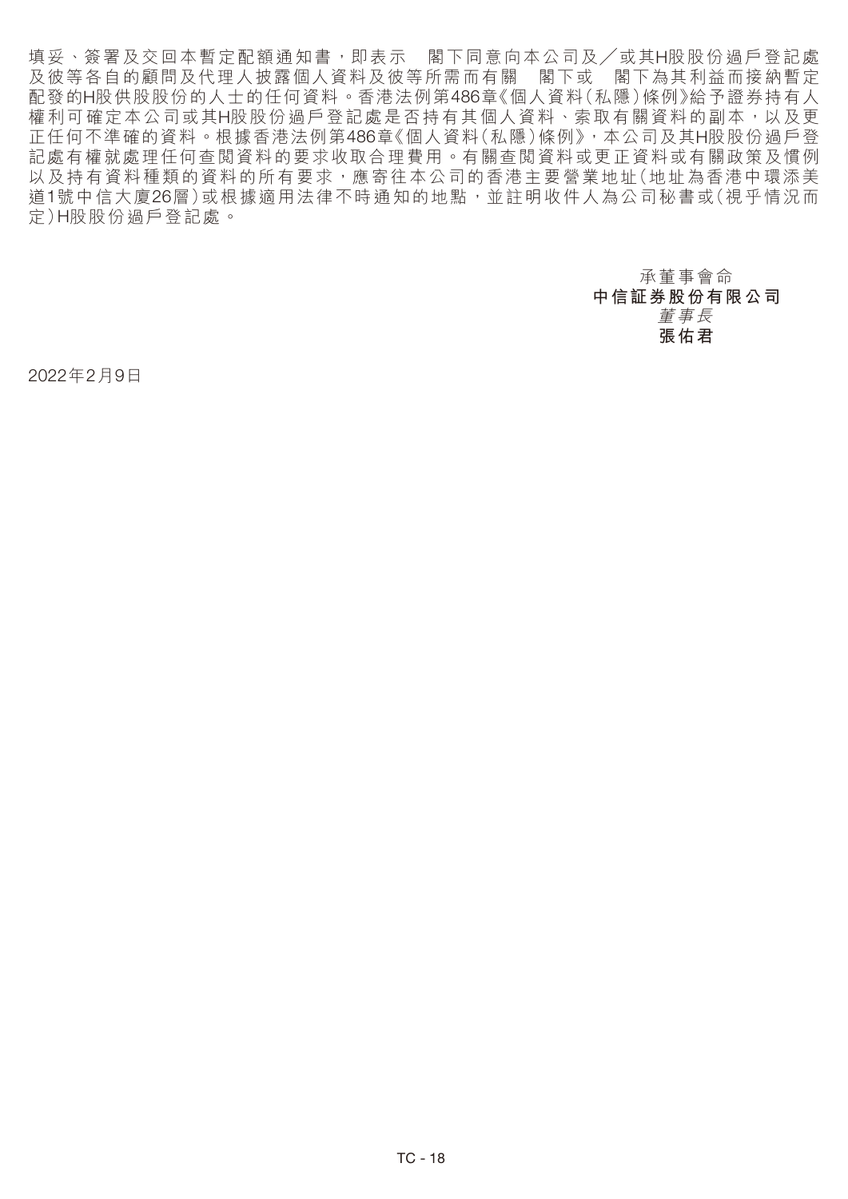填妥、簽署及交回本暫定配額通知書，即表示　閣下同意向本公司及╱或其H股股份過戶登記處及彼等各自的顧問及代理人披露個人資料及彼等所需而有關　閣下或　閣下為其利益而接納暫定配發的H股供股股份的人士的任何資料。香港法例第486章《個人資料（私隱）條例》給予證券持有人權利可確定本公司或其H股股份過戶登記處是否持有其個人資料、索取有關資料的副本，以及更正任何不準確的資料。根據香港法例第486章《個人資料（私隱）條例》，本公司及其H股股份過戶登記處有權就處理任何查閱資料的要求收取合理費用。有關查閱資料或更正資料或有關政策及慣例以及持有資料種類的資料的所有要求，應寄往本公司的香港主要營業地址（地址為香港中環添美道1號中信大廈26層）或根據適用法律不時通知的地點，並註明收件人為公司秘書或（視乎情況而定）H股股份過戶登記處。

承董事會命
**中信証券股份有限公司**
*董事長*
**張佑君**

2022年2月9日